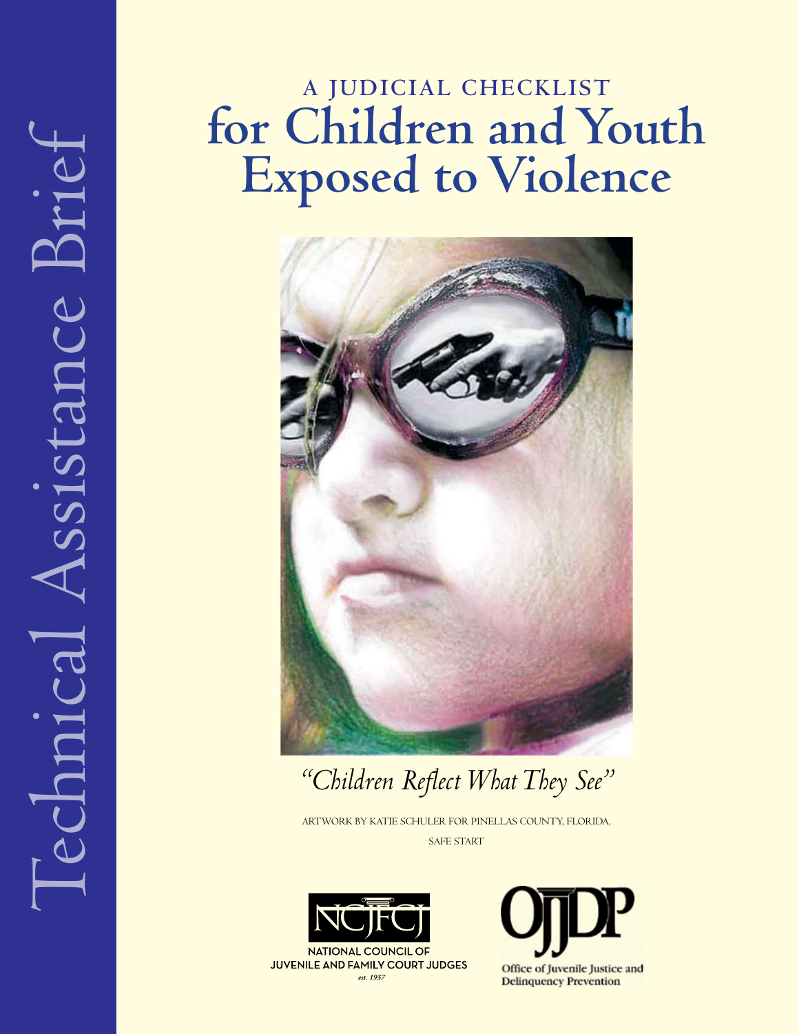Technical Assistance Brief

# A JUDICIAL CHECKLIST for Children and Youth Exposed to Violence

*"Children Reflect What They See"*

ARTWORK BY KATIE SCHULER FOR PINELLAS COUNTY, FLORIDA, SAFE START

NCJFCJ
NATIONAL COUNCIL OF JUVENILE AND FAMILY COURT JUDGES
*est. 1937*

OJJDP
Office of Juvenile Justice and Delinquency Prevention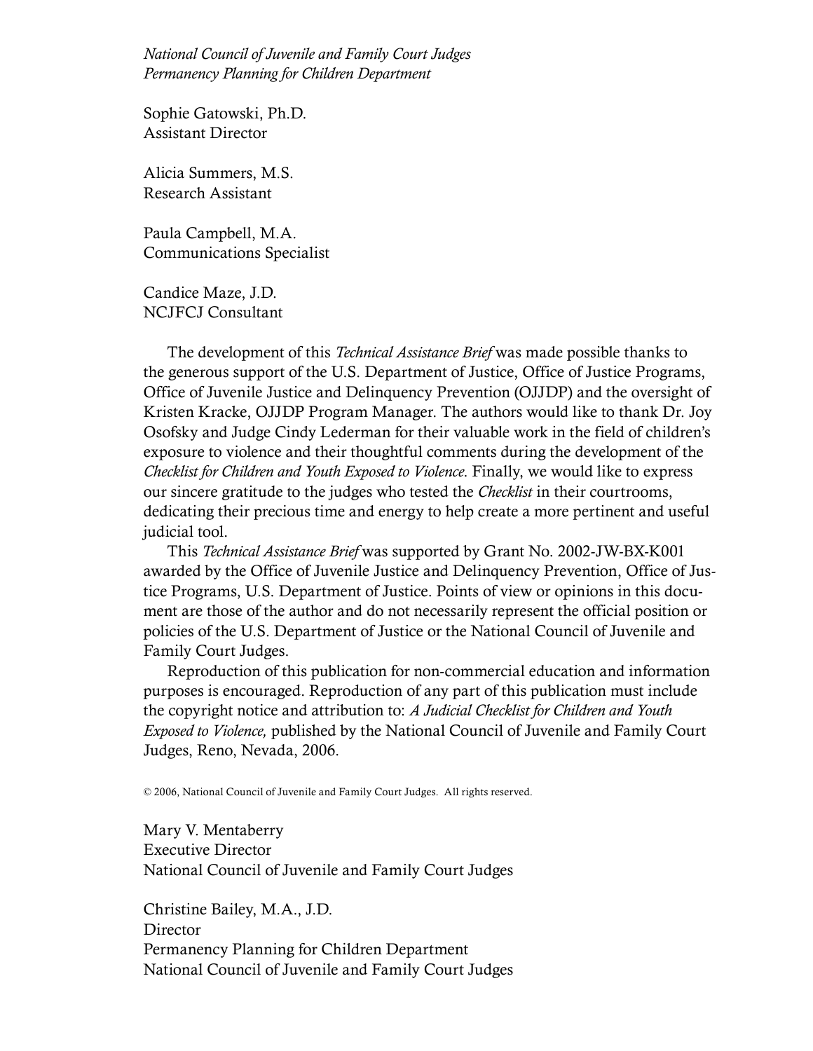*National Council of Juvenile and Family Court Judges*
*Permanency Planning for Children Department*

Sophie Gatowski, Ph.D.
Assistant Director

Alicia Summers, M.S.
Research Assistant

Paula Campbell, M.A.
Communications Specialist

Candice Maze, J.D.
NCJFCJ Consultant

The development of this *Technical Assistance Brief* was made possible thanks to the generous support of the U.S. Department of Justice, Office of Justice Programs, Office of Juvenile Justice and Delinquency Prevention (OJJDP) and the oversight of Kristen Kracke, OJJDP Program Manager. The authors would like to thank Dr. Joy Osofsky and Judge Cindy Lederman for their valuable work in the field of children's exposure to violence and their thoughtful comments during the development of the *Checklist for Children and Youth Exposed to Violence*. Finally, we would like to express our sincere gratitude to the judges who tested the *Checklist* in their courtrooms, dedicating their precious time and energy to help create a more pertinent and useful judicial tool.

This *Technical Assistance Brief* was supported by Grant No. 2002-JW-BX-K001 awarded by the Office of Juvenile Justice and Delinquency Prevention, Office of Justice Programs, U.S. Department of Justice. Points of view or opinions in this document are those of the author and do not necessarily represent the official position or policies of the U.S. Department of Justice or the National Council of Juvenile and Family Court Judges.

Reproduction of this publication for non-commercial education and information purposes is encouraged. Reproduction of any part of this publication must include the copyright notice and attribution to: *A Judicial Checklist for Children and Youth Exposed to Violence,* published by the National Council of Juvenile and Family Court Judges, Reno, Nevada, 2006.

© 2006, National Council of Juvenile and Family Court Judges. All rights reserved.

Mary V. Mentaberry
Executive Director
National Council of Juvenile and Family Court Judges

Christine Bailey, M.A., J.D.
Director
Permanency Planning for Children Department
National Council of Juvenile and Family Court Judges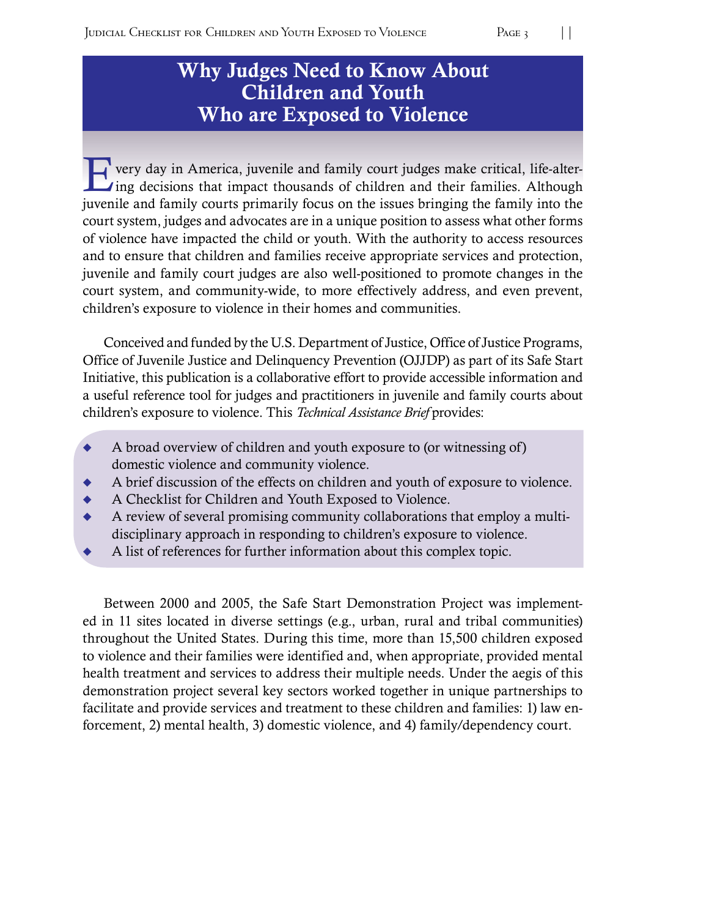# Why Judges Need to Know About Children and Youth Who are Exposed to Violence

Every day in America, juvenile and family court judges make critical, life-altering decisions that impact thousands of children and their families. Although juvenile and family courts primarily focus on the issues bringing the family into the court system, judges and advocates are in a unique position to assess what other forms of violence have impacted the child or youth. With the authority to access resources and to ensure that children and families receive appropriate services and protection, juvenile and family court judges are also well-positioned to promote changes in the court system, and community-wide, to more effectively address, and even prevent, children's exposure to violence in their homes and communities.

Conceived and funded by the U.S. Department of Justice, Office of Justice Programs, Office of Juvenile Justice and Delinquency Prevention (OJJDP) as part of its Safe Start Initiative, this publication is a collaborative effort to provide accessible information and a useful reference tool for judges and practitioners in juvenile and family courts about children's exposure to violence. This *Technical Assistance Brief* provides:

- A broad overview of children and youth exposure to (or witnessing of) domestic violence and community violence.
- A brief discussion of the effects on children and youth of exposure to violence.
- A Checklist for Children and Youth Exposed to Violence.
- A review of several promising community collaborations that employ a multi-disciplinary approach in responding to children's exposure to violence.
- A list of references for further information about this complex topic.

Between 2000 and 2005, the Safe Start Demonstration Project was implemented in 11 sites located in diverse settings (e.g., urban, rural and tribal communities) throughout the United States. During this time, more than 15,500 children exposed to violence and their families were identified and, when appropriate, provided mental health treatment and services to address their multiple needs. Under the aegis of this demonstration project several key sectors worked together in unique partnerships to facilitate and provide services and treatment to these children and families: 1) law enforcement, 2) mental health, 3) domestic violence, and 4) family/dependency court.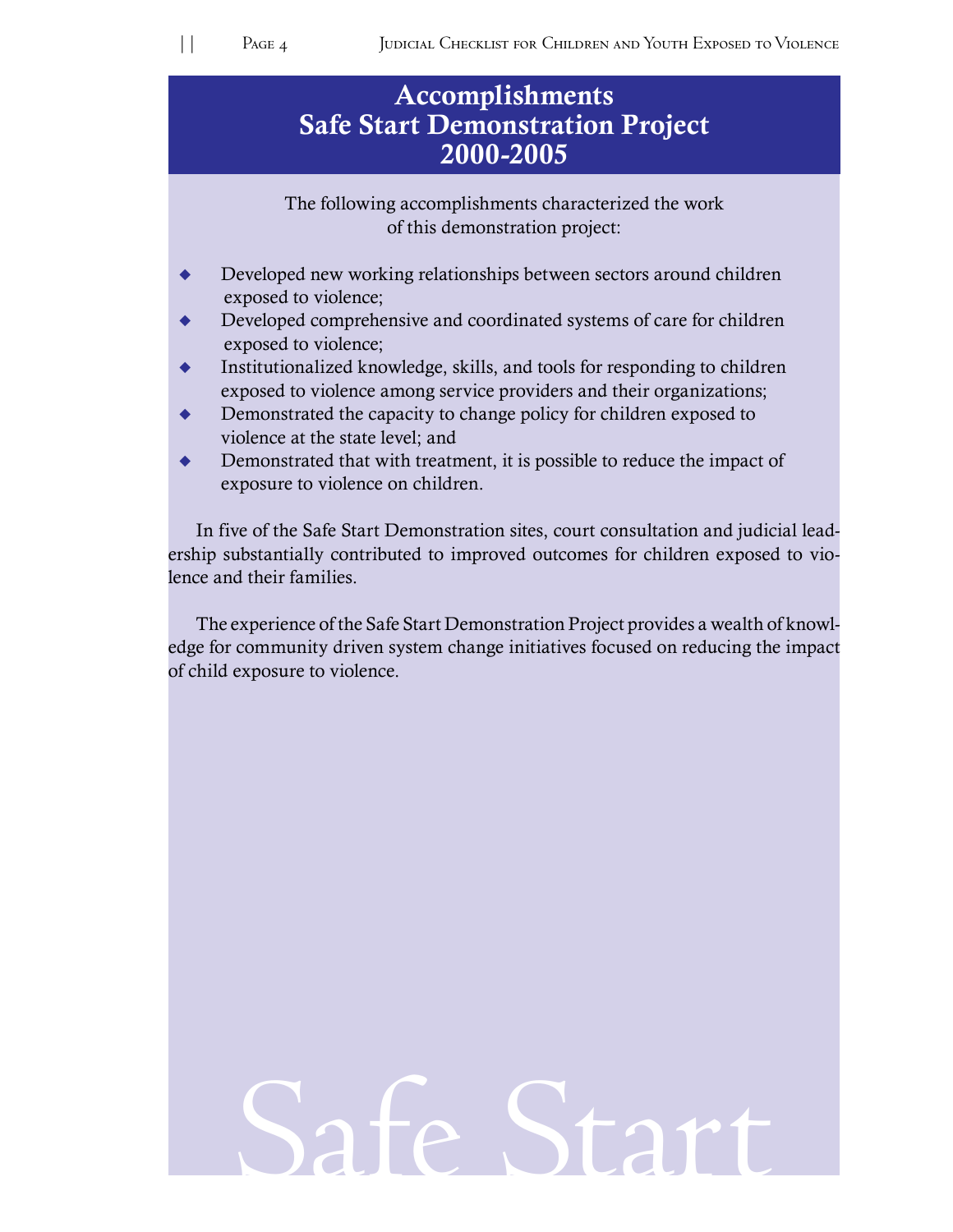# Accomplishments
# Safe Start Demonstration Project
# 2000-2005

The following accomplishments characterized the work of this demonstration project:

- Developed new working relationships between sectors around children exposed to violence;
- Developed comprehensive and coordinated systems of care for children exposed to violence;
- Institutionalized knowledge, skills, and tools for responding to children exposed to violence among service providers and their organizations;
- Demonstrated the capacity to change policy for children exposed to violence at the state level; and
- Demonstrated that with treatment, it is possible to reduce the impact of exposure to violence on children.

In five of the Safe Start Demonstration sites, court consultation and judicial leadership substantially contributed to improved outcomes for children exposed to violence and their families.

The experience of the Safe Start Demonstration Project provides a wealth of knowledge for community driven system change initiatives focused on reducing the impact of child exposure to violence.

Safe Start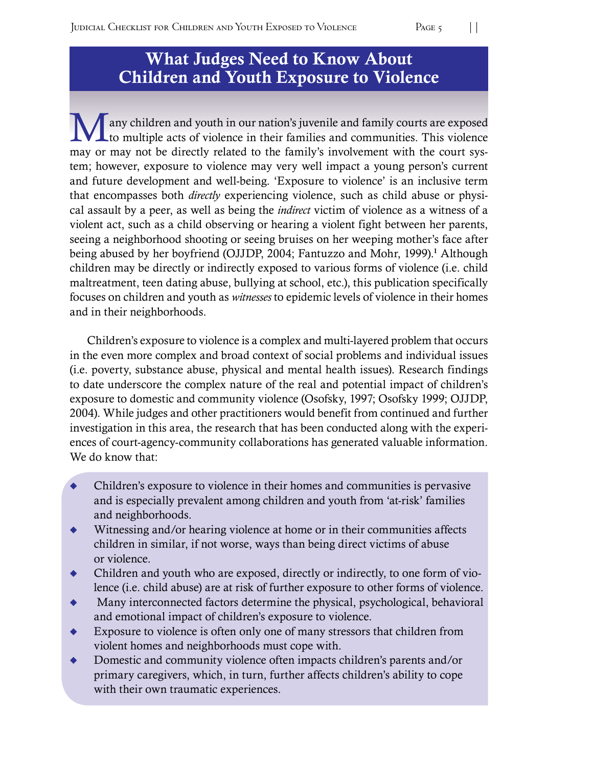# What Judges Need to Know About Children and Youth Exposure to Violence

Many children and youth in our nation's juvenile and family courts are exposed to multiple acts of violence in their families and communities. This violence may or may not be directly related to the family's involvement with the court system; however, exposure to violence may very well impact a young person's current and future development and well-being. 'Exposure to violence' is an inclusive term that encompasses both *directly* experiencing violence, such as child abuse or physical assault by a peer, as well as being the *indirect* victim of violence as a witness of a violent act, such as a child observing or hearing a violent fight between her parents, seeing a neighborhood shooting or seeing bruises on her weeping mother's face after being abused by her boyfriend (OJJDP, 2004; Fantuzzo and Mohr, 1999).[1] Although children may be directly or indirectly exposed to various forms of violence (i.e. child maltreatment, teen dating abuse, bullying at school, etc.), this publication specifically focuses on children and youth as *witnesses* to epidemic levels of violence in their homes and in their neighborhoods.

Children's exposure to violence is a complex and multi-layered problem that occurs in the even more complex and broad context of social problems and individual issues (i.e. poverty, substance abuse, physical and mental health issues). Research findings to date underscore the complex nature of the real and potential impact of children's exposure to domestic and community violence (Osofsky, 1997; Osofsky 1999; OJJDP, 2004). While judges and other practitioners would benefit from continued and further investigation in this area, the research that has been conducted along with the experiences of court-agency-community collaborations has generated valuable information. We do know that:

- Children's exposure to violence in their homes and communities is pervasive and is especially prevalent among children and youth from 'at-risk' families and neighborhoods.
- Witnessing and/or hearing violence at home or in their communities affects children in similar, if not worse, ways than being direct victims of abuse or violence.
- Children and youth who are exposed, directly or indirectly, to one form of violence (i.e. child abuse) are at risk of further exposure to other forms of violence.
- Many interconnected factors determine the physical, psychological, behavioral and emotional impact of children's exposure to violence.
- Exposure to violence is often only one of many stressors that children from violent homes and neighborhoods must cope with.
- Domestic and community violence often impacts children's parents and/or primary caregivers, which, in turn, further affects children's ability to cope with their own traumatic experiences.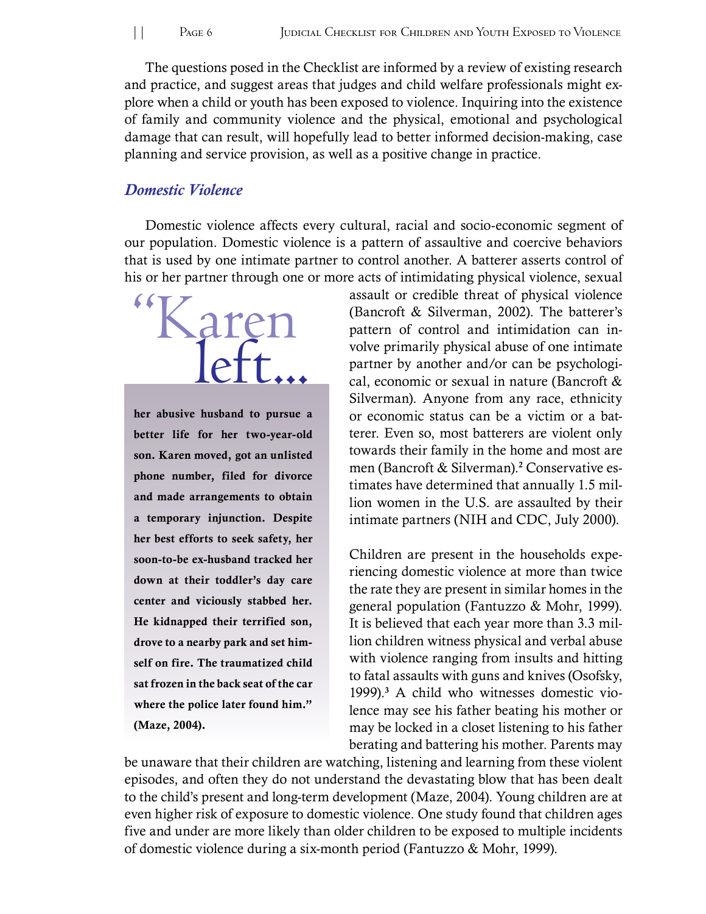The questions posed in the Checklist are informed by a review of existing research and practice, and suggest areas that judges and child welfare professionals might explore when a child or youth has been exposed to violence. Inquiring into the existence of family and community violence and the physical, emotional and psychological damage that can result, will hopefully lead to better informed decision-making, case planning and service provision, as well as a positive change in practice.

## *Domestic Violence*

Domestic violence affects every cultural, racial and socio-economic segment of our population. Domestic violence is a pattern of assaultive and coercive behaviors that is used by one intimate partner to control another. A batterer asserts control of his or her partner through one or more acts of intimidating physical violence, sexual assault or credible threat of physical violence (Bancroft & Silverman, 2002). The batterer's pattern of control and intimidation can involve primarily physical abuse of one intimate partner by another and/or can be psychological, economic or sexual in nature (Bancroft & Silverman). Anyone from any race, ethnicity or economic status can be a victim or a batterer. Even so, most batterers are violent only towards their family in the home and most are men (Bancroft & Silverman).[2] Conservative estimates have determined that annually 1.5 million women in the U.S. are assaulted by their intimate partners (NIH and CDC, July 2000).

> "Karen left... **her abusive husband to pursue a better life for her two-year-old son. Karen moved, got an unlisted phone number, filed for divorce and made arrangements to obtain a temporary injunction. Despite her best efforts to seek safety, her soon-to-be ex-husband tracked her down at their toddler's day care center and viciously stabbed her. He kidnapped their terrified son, drove to a nearby park and set himself on fire. The traumatized child sat frozen in the back seat of the car where the police later found him." (Maze, 2004).**

Children are present in the households experiencing domestic violence at more than twice the rate they are present in similar homes in the general population (Fantuzzo & Mohr, 1999). It is believed that each year more than 3.3 million children witness physical and verbal abuse with violence ranging from insults and hitting to fatal assaults with guns and knives (Osofsky, 1999).[3] A child who witnesses domestic violence may see his father beating his mother or may be locked in a closet listening to his father berating and battering his mother. Parents may be unaware that their children are watching, listening and learning from these violent episodes, and often they do not understand the devastating blow that has been dealt to the child's present and long-term development (Maze, 2004). Young children are at even higher risk of exposure to domestic violence. One study found that children ages five and under are more likely than older children to be exposed to multiple incidents of domestic violence during a six-month period (Fantuzzo & Mohr, 1999).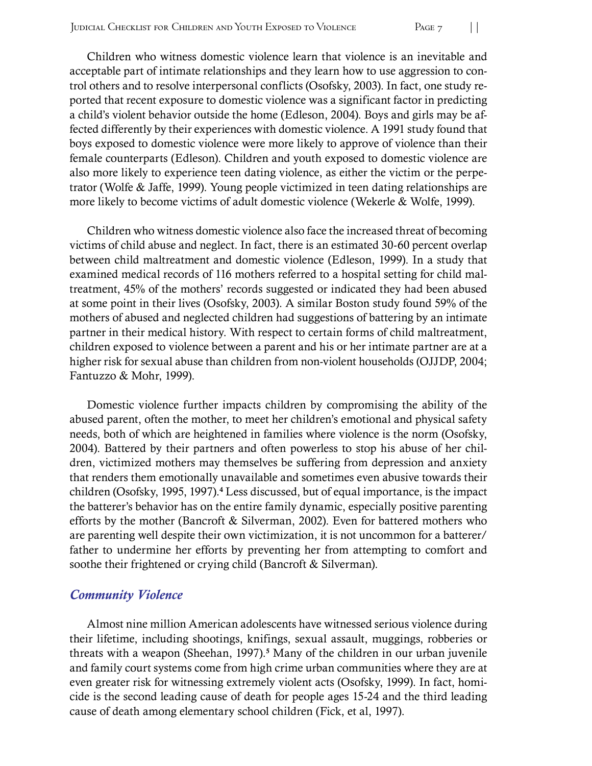Children who witness domestic violence learn that violence is an inevitable and acceptable part of intimate relationships and they learn how to use aggression to control others and to resolve interpersonal conflicts (Osofsky, 2003). In fact, one study reported that recent exposure to domestic violence was a significant factor in predicting a child's violent behavior outside the home (Edleson, 2004). Boys and girls may be affected differently by their experiences with domestic violence. A 1991 study found that boys exposed to domestic violence were more likely to approve of violence than their female counterparts (Edleson). Children and youth exposed to domestic violence are also more likely to experience teen dating violence, as either the victim or the perpetrator (Wolfe & Jaffe, 1999). Young people victimized in teen dating relationships are more likely to become victims of adult domestic violence (Wekerle & Wolfe, 1999).

Children who witness domestic violence also face the increased threat of becoming victims of child abuse and neglect. In fact, there is an estimated 30-60 percent overlap between child maltreatment and domestic violence (Edleson, 1999). In a study that examined medical records of 116 mothers referred to a hospital setting for child maltreatment, 45% of the mothers' records suggested or indicated they had been abused at some point in their lives (Osofsky, 2003). A similar Boston study found 59% of the mothers of abused and neglected children had suggestions of battering by an intimate partner in their medical history. With respect to certain forms of child maltreatment, children exposed to violence between a parent and his or her intimate partner are at a higher risk for sexual abuse than children from non-violent households (OJJDP, 2004; Fantuzzo & Mohr, 1999).

Domestic violence further impacts children by compromising the ability of the abused parent, often the mother, to meet her children's emotional and physical safety needs, both of which are heightened in families where violence is the norm (Osofsky, 2004). Battered by their partners and often powerless to stop his abuse of her children, victimized mothers may themselves be suffering from depression and anxiety that renders them emotionally unavailable and sometimes even abusive towards their children (Osofsky, 1995, 1997).[4] Less discussed, but of equal importance, is the impact the batterer's behavior has on the entire family dynamic, especially positive parenting efforts by the mother (Bancroft & Silverman, 2002). Even for battered mothers who are parenting well despite their own victimization, it is not uncommon for a batterer/father to undermine her efforts by preventing her from attempting to comfort and soothe their frightened or crying child (Bancroft & Silverman).

### *Community Violence*

Almost nine million American adolescents have witnessed serious violence during their lifetime, including shootings, knifings, sexual assault, muggings, robberies or threats with a weapon (Sheehan, 1997).[5] Many of the children in our urban juvenile and family court systems come from high crime urban communities where they are at even greater risk for witnessing extremely violent acts (Osofsky, 1999). In fact, homicide is the second leading cause of death for people ages 15-24 and the third leading cause of death among elementary school children (Fick, et al, 1997).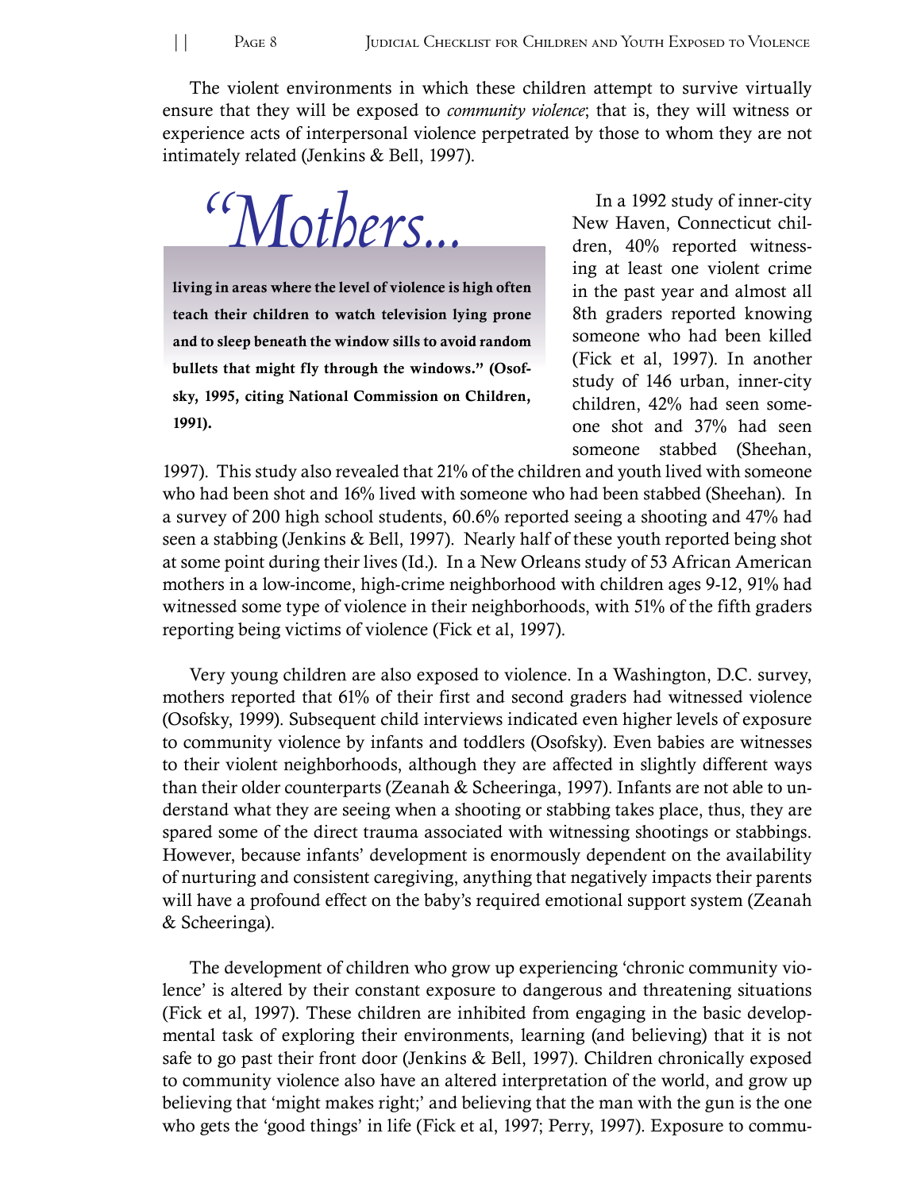The violent environments in which these children attempt to survive virtually ensure that they will be exposed to *community violence*; that is, they will witness or experience acts of interpersonal violence perpetrated by those to whom they are not intimately related (Jenkins & Bell, 1997).

> *"Mothers...*
>
> **living in areas where the level of violence is high often teach their children to watch television lying prone and to sleep beneath the window sills to avoid random bullets that might fly through the windows." (Osofsky, 1995, citing National Commission on Children, 1991).**

In a 1992 study of inner-city New Haven, Connecticut children, 40% reported witnessing at least one violent crime in the past year and almost all 8th graders reported knowing someone who had been killed (Fick et al, 1997). In another study of 146 urban, inner-city children, 42% had seen someone shot and 37% had seen someone stabbed (Sheehan, 1997). This study also revealed that 21% of the children and youth lived with someone who had been shot and 16% lived with someone who had been stabbed (Sheehan). In a survey of 200 high school students, 60.6% reported seeing a shooting and 47% had seen a stabbing (Jenkins & Bell, 1997). Nearly half of these youth reported being shot at some point during their lives (Id.). In a New Orleans study of 53 African American mothers in a low-income, high-crime neighborhood with children ages 9-12, 91% had witnessed some type of violence in their neighborhoods, with 51% of the fifth graders reporting being victims of violence (Fick et al, 1997).

Very young children are also exposed to violence. In a Washington, D.C. survey, mothers reported that 61% of their first and second graders had witnessed violence (Osofsky, 1999). Subsequent child interviews indicated even higher levels of exposure to community violence by infants and toddlers (Osofsky). Even babies are witnesses to their violent neighborhoods, although they are affected in slightly different ways than their older counterparts (Zeanah & Scheeringa, 1997). Infants are not able to understand what they are seeing when a shooting or stabbing takes place, thus, they are spared some of the direct trauma associated with witnessing shootings or stabbings. However, because infants' development is enormously dependent on the availability of nurturing and consistent caregiving, anything that negatively impacts their parents will have a profound effect on the baby's required emotional support system (Zeanah & Scheeringa).

The development of children who grow up experiencing 'chronic community violence' is altered by their constant exposure to dangerous and threatening situations (Fick et al, 1997). These children are inhibited from engaging in the basic developmental task of exploring their environments, learning (and believing) that it is not safe to go past their front door (Jenkins & Bell, 1997). Children chronically exposed to community violence also have an altered interpretation of the world, and grow up believing that 'might makes right;' and believing that the man with the gun is the one who gets the 'good things' in life (Fick et al, 1997; Perry, 1997). Exposure to commu-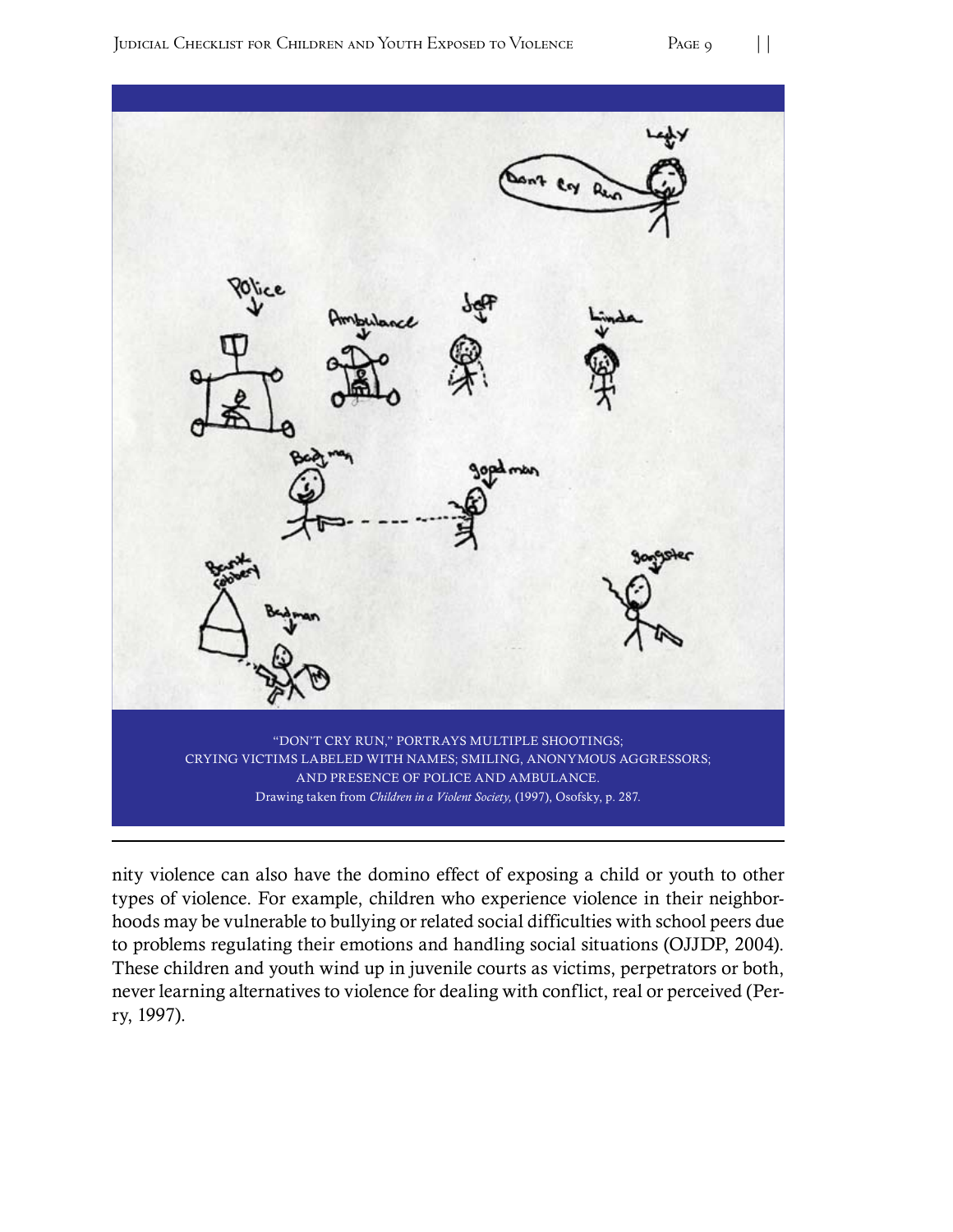"DON'T CRY RUN," PORTRAYS MULTIPLE SHOOTINGS; CRYING VICTIMS LABELED WITH NAMES; SMILING, ANONYMOUS AGGRESSORS; AND PRESENCE OF POLICE AND AMBULANCE.
Drawing taken from *Children in a Violent Society,* (1997), Osofsky, p. 287.

nity violence can also have the domino effect of exposing a child or youth to other types of violence. For example, children who experience violence in their neighborhoods may be vulnerable to bullying or related social difficulties with school peers due to problems regulating their emotions and handling social situations (OJJDP, 2004). These children and youth wind up in juvenile courts as victims, perpetrators or both, never learning alternatives to violence for dealing with conflict, real or perceived (Perry, 1997).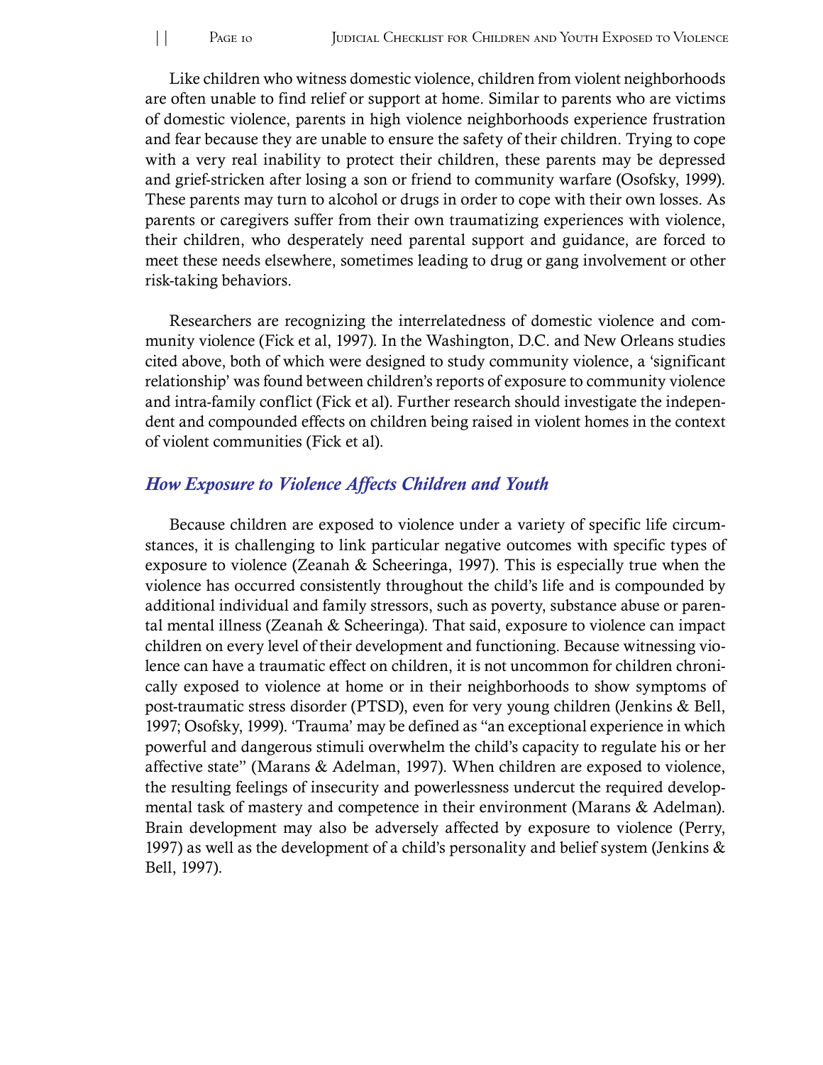Like children who witness domestic violence, children from violent neighborhoods are often unable to find relief or support at home. Similar to parents who are victims of domestic violence, parents in high violence neighborhoods experience frustration and fear because they are unable to ensure the safety of their children. Trying to cope with a very real inability to protect their children, these parents may be depressed and grief-stricken after losing a son or friend to community warfare (Osofsky, 1999). These parents may turn to alcohol or drugs in order to cope with their own losses. As parents or caregivers suffer from their own traumatizing experiences with violence, their children, who desperately need parental support and guidance, are forced to meet these needs elsewhere, sometimes leading to drug or gang involvement or other risk-taking behaviors.

Researchers are recognizing the interrelatedness of domestic violence and community violence (Fick et al, 1997). In the Washington, D.C. and New Orleans studies cited above, both of which were designed to study community violence, a 'significant relationship' was found between children's reports of exposure to community violence and intra-family conflict (Fick et al). Further research should investigate the independent and compounded effects on children being raised in violent homes in the context of violent communities (Fick et al).

## *How Exposure to Violence Affects Children and Youth*

Because children are exposed to violence under a variety of specific life circumstances, it is challenging to link particular negative outcomes with specific types of exposure to violence (Zeanah & Scheeringa, 1997). This is especially true when the violence has occurred consistently throughout the child's life and is compounded by additional individual and family stressors, such as poverty, substance abuse or parental mental illness (Zeanah & Scheeringa). That said, exposure to violence can impact children on every level of their development and functioning. Because witnessing violence can have a traumatic effect on children, it is not uncommon for children chronically exposed to violence at home or in their neighborhoods to show symptoms of post-traumatic stress disorder (PTSD), even for very young children (Jenkins & Bell, 1997; Osofsky, 1999). 'Trauma' may be defined as "an exceptional experience in which powerful and dangerous stimuli overwhelm the child's capacity to regulate his or her affective state" (Marans & Adelman, 1997). When children are exposed to violence, the resulting feelings of insecurity and powerlessness undercut the required developmental task of mastery and competence in their environment (Marans & Adelman). Brain development may also be adversely affected by exposure to violence (Perry, 1997) as well as the development of a child's personality and belief system (Jenkins & Bell, 1997).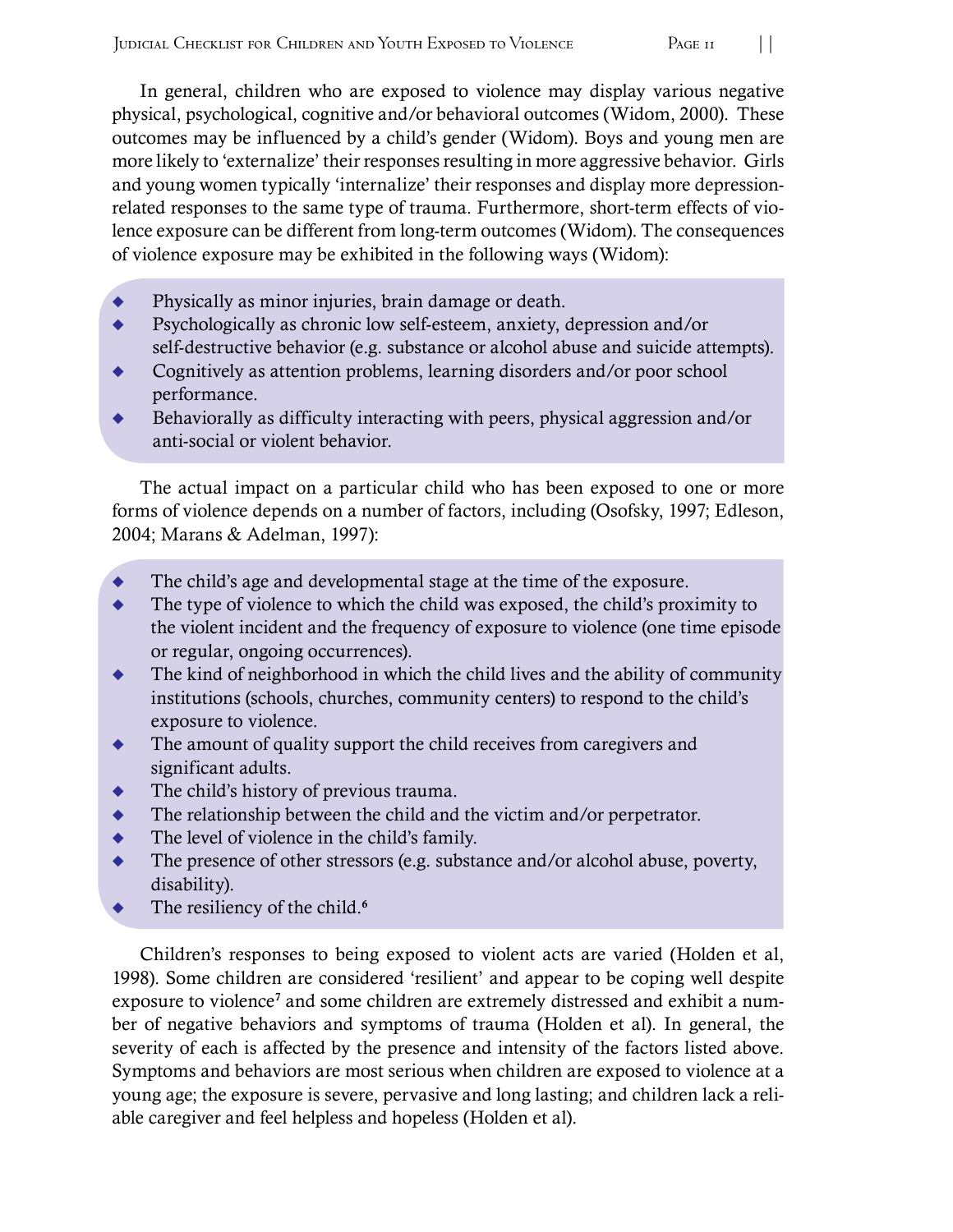In general, children who are exposed to violence may display various negative physical, psychological, cognitive and/or behavioral outcomes (Widom, 2000). These outcomes may be influenced by a child's gender (Widom). Boys and young men are more likely to 'externalize' their responses resulting in more aggressive behavior. Girls and young women typically 'internalize' their responses and display more depression-related responses to the same type of trauma. Furthermore, short-term effects of violence exposure can be different from long-term outcomes (Widom). The consequences of violence exposure may be exhibited in the following ways (Widom):

- Physically as minor injuries, brain damage or death.
- Psychologically as chronic low self-esteem, anxiety, depression and/or self-destructive behavior (e.g. substance or alcohol abuse and suicide attempts).
- Cognitively as attention problems, learning disorders and/or poor school performance.
- Behaviorally as difficulty interacting with peers, physical aggression and/or anti-social or violent behavior.

The actual impact on a particular child who has been exposed to one or more forms of violence depends on a number of factors, including (Osofsky, 1997; Edleson, 2004; Marans & Adelman, 1997):

- The child's age and developmental stage at the time of the exposure.
- The type of violence to which the child was exposed, the child's proximity to the violent incident and the frequency of exposure to violence (one time episode or regular, ongoing occurrences).
- The kind of neighborhood in which the child lives and the ability of community institutions (schools, churches, community centers) to respond to the child's exposure to violence.
- The amount of quality support the child receives from caregivers and significant adults.
- The child's history of previous trauma.
- The relationship between the child and the victim and/or perpetrator.
- The level of violence in the child's family.
- The presence of other stressors (e.g. substance and/or alcohol abuse, poverty, disability).
- The resiliency of the child.[6]

Children's responses to being exposed to violent acts are varied (Holden et al, 1998). Some children are considered 'resilient' and appear to be coping well despite exposure to violence[7] and some children are extremely distressed and exhibit a number of negative behaviors and symptoms of trauma (Holden et al). In general, the severity of each is affected by the presence and intensity of the factors listed above. Symptoms and behaviors are most serious when children are exposed to violence at a young age; the exposure is severe, pervasive and long lasting; and children lack a reliable caregiver and feel helpless and hopeless (Holden et al).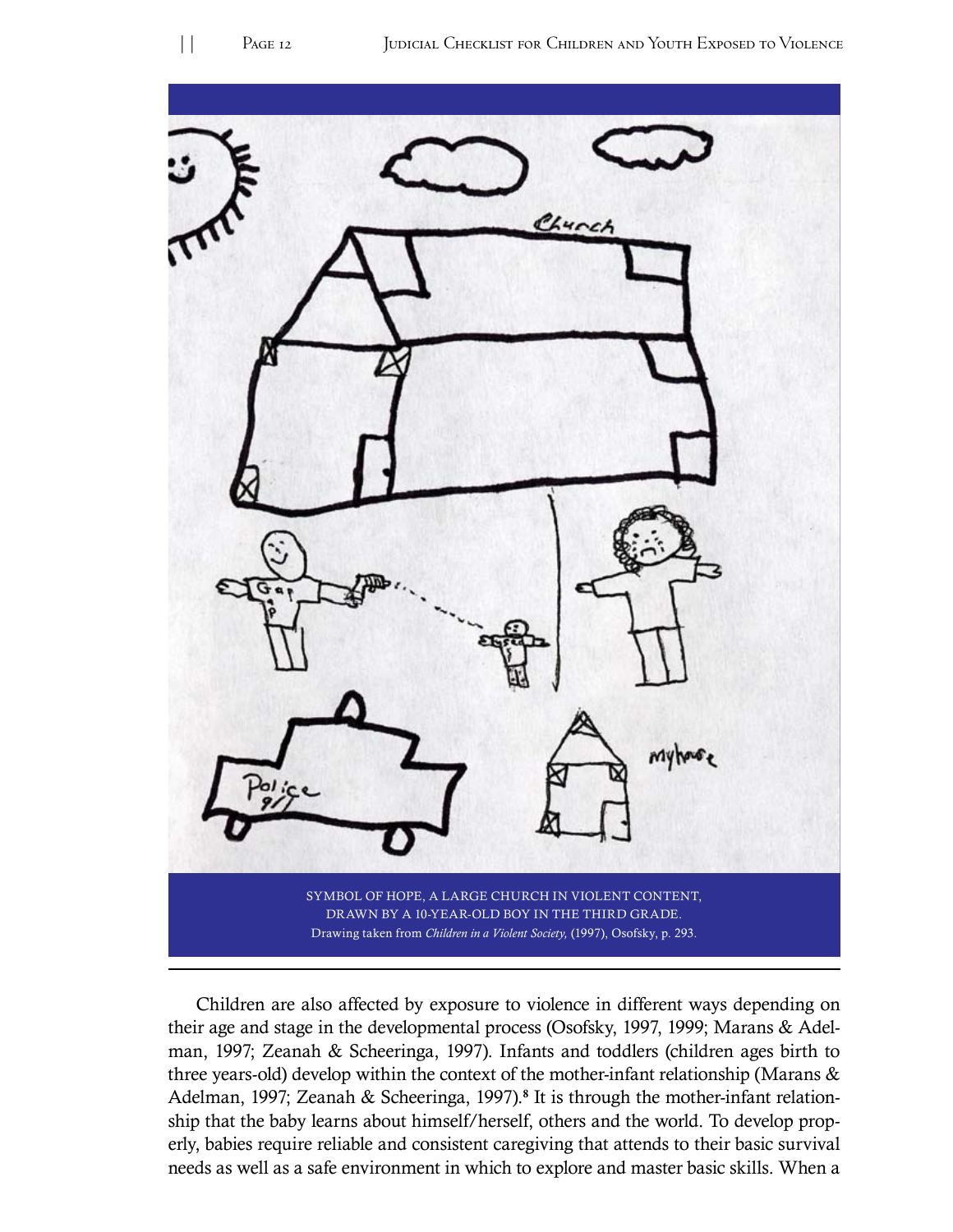SYMBOL OF HOPE, A LARGE CHURCH IN VIOLENT CONTENT, DRAWN BY A 10-YEAR-OLD BOY IN THE THIRD GRADE.
Drawing taken from *Children in a Violent Society,* (1997), Osofsky, p. 293.

Children are also affected by exposure to violence in different ways depending on their age and stage in the developmental process (Osofsky, 1997, 1999; Marans & Adelman, 1997; Zeanah & Scheeringa, 1997). Infants and toddlers (children ages birth to three years-old) develop within the context of the mother-infant relationship (Marans & Adelman, 1997; Zeanah & Scheeringa, 1997).[8] It is through the mother-infant relationship that the baby learns about himself/herself, others and the world. To develop properly, babies require reliable and consistent caregiving that attends to their basic survival needs as well as a safe environment in which to explore and master basic skills. When a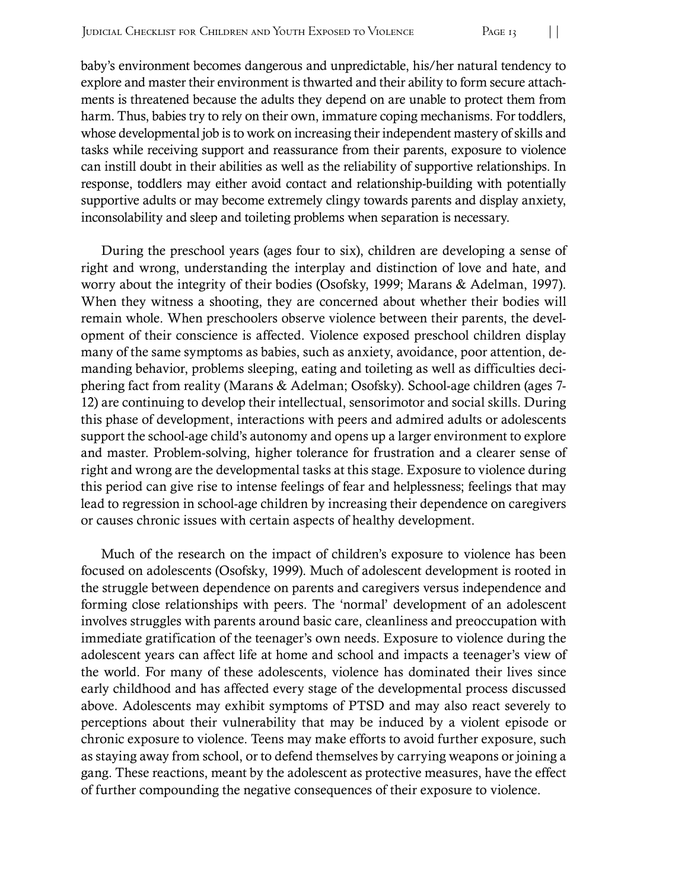baby's environment becomes dangerous and unpredictable, his/her natural tendency to explore and master their environment is thwarted and their ability to form secure attachments is threatened because the adults they depend on are unable to protect them from harm. Thus, babies try to rely on their own, immature coping mechanisms. For toddlers, whose developmental job is to work on increasing their independent mastery of skills and tasks while receiving support and reassurance from their parents, exposure to violence can instill doubt in their abilities as well as the reliability of supportive relationships. In response, toddlers may either avoid contact and relationship-building with potentially supportive adults or may become extremely clingy towards parents and display anxiety, inconsolability and sleep and toileting problems when separation is necessary.

During the preschool years (ages four to six), children are developing a sense of right and wrong, understanding the interplay and distinction of love and hate, and worry about the integrity of their bodies (Osofsky, 1999; Marans & Adelman, 1997). When they witness a shooting, they are concerned about whether their bodies will remain whole. When preschoolers observe violence between their parents, the development of their conscience is affected. Violence exposed preschool children display many of the same symptoms as babies, such as anxiety, avoidance, poor attention, demanding behavior, problems sleeping, eating and toileting as well as difficulties deciphering fact from reality (Marans & Adelman; Osofsky). School-age children (ages 7-12) are continuing to develop their intellectual, sensorimotor and social skills. During this phase of development, interactions with peers and admired adults or adolescents support the school-age child's autonomy and opens up a larger environment to explore and master. Problem-solving, higher tolerance for frustration and a clearer sense of right and wrong are the developmental tasks at this stage. Exposure to violence during this period can give rise to intense feelings of fear and helplessness; feelings that may lead to regression in school-age children by increasing their dependence on caregivers or causes chronic issues with certain aspects of healthy development.

Much of the research on the impact of children's exposure to violence has been focused on adolescents (Osofsky, 1999). Much of adolescent development is rooted in the struggle between dependence on parents and caregivers versus independence and forming close relationships with peers. The 'normal' development of an adolescent involves struggles with parents around basic care, cleanliness and preoccupation with immediate gratification of the teenager's own needs. Exposure to violence during the adolescent years can affect life at home and school and impacts a teenager's view of the world. For many of these adolescents, violence has dominated their lives since early childhood and has affected every stage of the developmental process discussed above. Adolescents may exhibit symptoms of PTSD and may also react severely to perceptions about their vulnerability that may be induced by a violent episode or chronic exposure to violence. Teens may make efforts to avoid further exposure, such as staying away from school, or to defend themselves by carrying weapons or joining a gang. These reactions, meant by the adolescent as protective measures, have the effect of further compounding the negative consequences of their exposure to violence.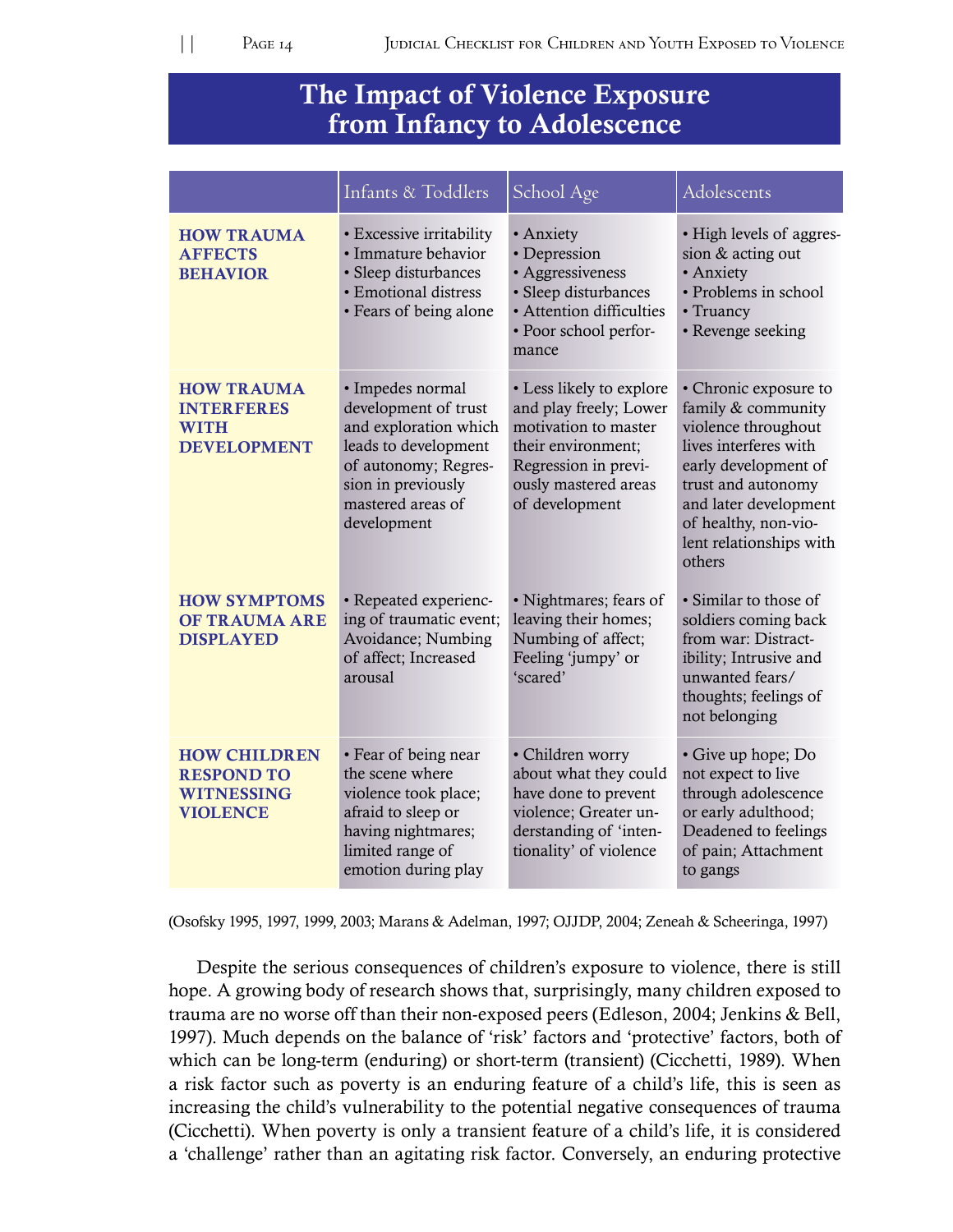## The Impact of Violence Exposure from Infancy to Adolescence

| | Infants & Toddlers | School Age | Adolescents |
|---|---|---|---|
| **HOW TRAUMA AFFECTS BEHAVIOR** | • Excessive irritability<br>• Immature behavior<br>• Sleep disturbances<br>• Emotional distress<br>• Fears of being alone | • Anxiety<br>• Depression<br>• Aggressiveness<br>• Sleep disturbances<br>• Attention difficulties<br>• Poor school performance | • High levels of aggression & acting out<br>• Anxiety<br>• Problems in school<br>• Truancy<br>• Revenge seeking |
| **HOW TRAUMA INTERFERES WITH DEVELOPMENT** | • Impedes normal development of trust and exploration which leads to development of autonomy; Regression in previously mastered areas of development | • Less likely to explore and play freely; Lower motivation to master their environment; Regression in previously mastered areas of development | • Chronic exposure to family & community violence throughout lives interferes with early development of trust and autonomy and later development of healthy, non-violent relationships with others |
| **HOW SYMPTOMS OF TRAUMA ARE DISPLAYED** | • Repeated experiencing of traumatic event; Avoidance; Numbing of affect; Increased arousal | • Nightmares; fears of leaving their homes; Numbing of affect; Feeling 'jumpy' or 'scared' | • Similar to those of soldiers coming back from war: Distractibility; Intrusive and unwanted fears/thoughts; feelings of not belonging |
| **HOW CHILDREN RESPOND TO WITNESSING VIOLENCE** | • Fear of being near the scene where violence took place; afraid to sleep or having nightmares; limited range of emotion during play | • Children worry about what they could have done to prevent violence; Greater understanding of 'intentionality' of violence | • Give up hope; Do not expect to live through adolescence or early adulthood; Deadened to feelings of pain; Attachment to gangs |

(Osofsky 1995, 1997, 1999, 2003; Marans & Adelman, 1997; OJJDP, 2004; Zeneah & Scheeringa, 1997)

Despite the serious consequences of children's exposure to violence, there is still hope. A growing body of research shows that, surprisingly, many children exposed to trauma are no worse off than their non-exposed peers (Edleson, 2004; Jenkins & Bell, 1997). Much depends on the balance of 'risk' factors and 'protective' factors, both of which can be long-term (enduring) or short-term (transient) (Cicchetti, 1989). When a risk factor such as poverty is an enduring feature of a child's life, this is seen as increasing the child's vulnerability to the potential negative consequences of trauma (Cicchetti). When poverty is only a transient feature of a child's life, it is considered a 'challenge' rather than an agitating risk factor. Conversely, an enduring protective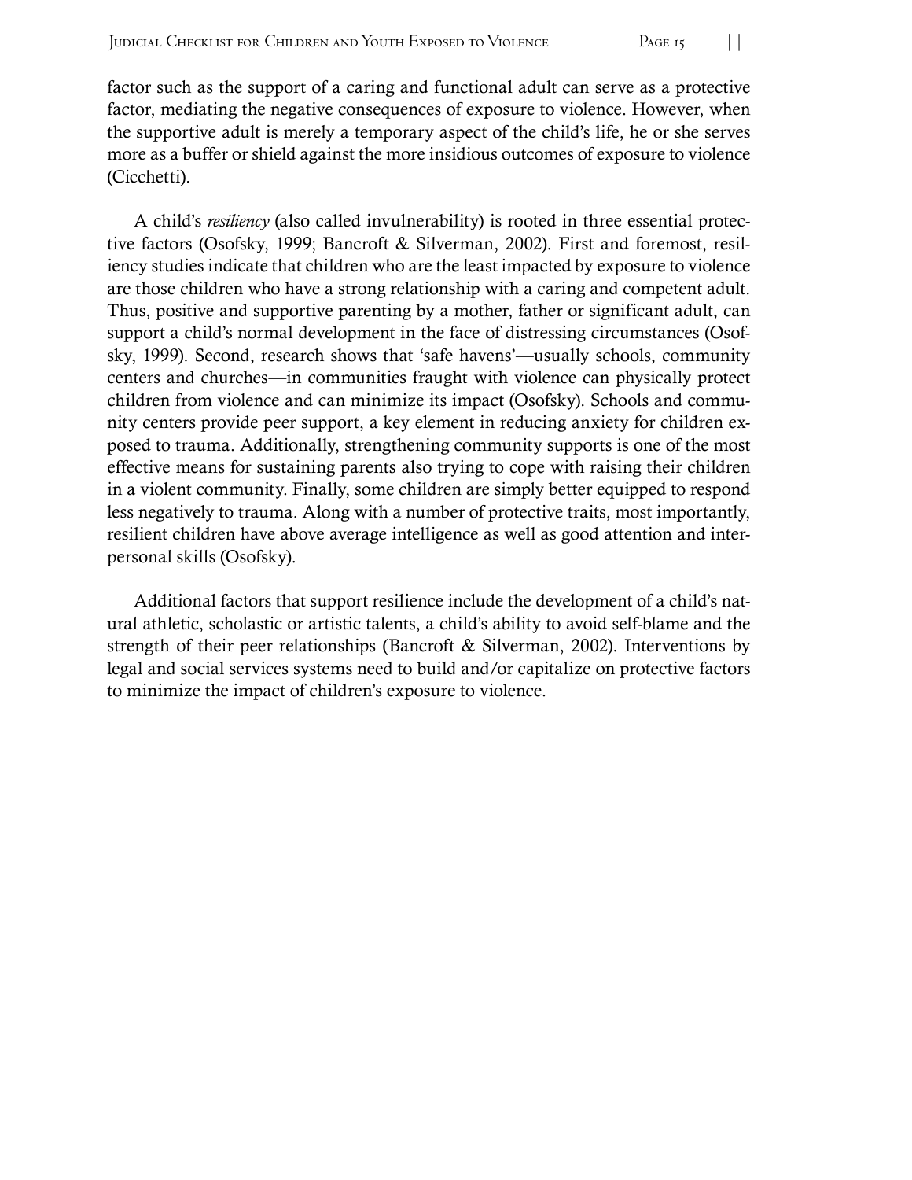factor such as the support of a caring and functional adult can serve as a protective factor, mediating the negative consequences of exposure to violence. However, when the supportive adult is merely a temporary aspect of the child's life, he or she serves more as a buffer or shield against the more insidious outcomes of exposure to violence (Cicchetti).

A child's *resiliency* (also called invulnerability) is rooted in three essential protective factors (Osofsky, 1999; Bancroft & Silverman, 2002). First and foremost, resiliency studies indicate that children who are the least impacted by exposure to violence are those children who have a strong relationship with a caring and competent adult. Thus, positive and supportive parenting by a mother, father or significant adult, can support a child's normal development in the face of distressing circumstances (Osofsky, 1999). Second, research shows that 'safe havens'—usually schools, community centers and churches—in communities fraught with violence can physically protect children from violence and can minimize its impact (Osofsky). Schools and community centers provide peer support, a key element in reducing anxiety for children exposed to trauma. Additionally, strengthening community supports is one of the most effective means for sustaining parents also trying to cope with raising their children in a violent community. Finally, some children are simply better equipped to respond less negatively to trauma. Along with a number of protective traits, most importantly, resilient children have above average intelligence as well as good attention and interpersonal skills (Osofsky).

Additional factors that support resilience include the development of a child's natural athletic, scholastic or artistic talents, a child's ability to avoid self-blame and the strength of their peer relationships (Bancroft & Silverman, 2002). Interventions by legal and social services systems need to build and/or capitalize on protective factors to minimize the impact of children's exposure to violence.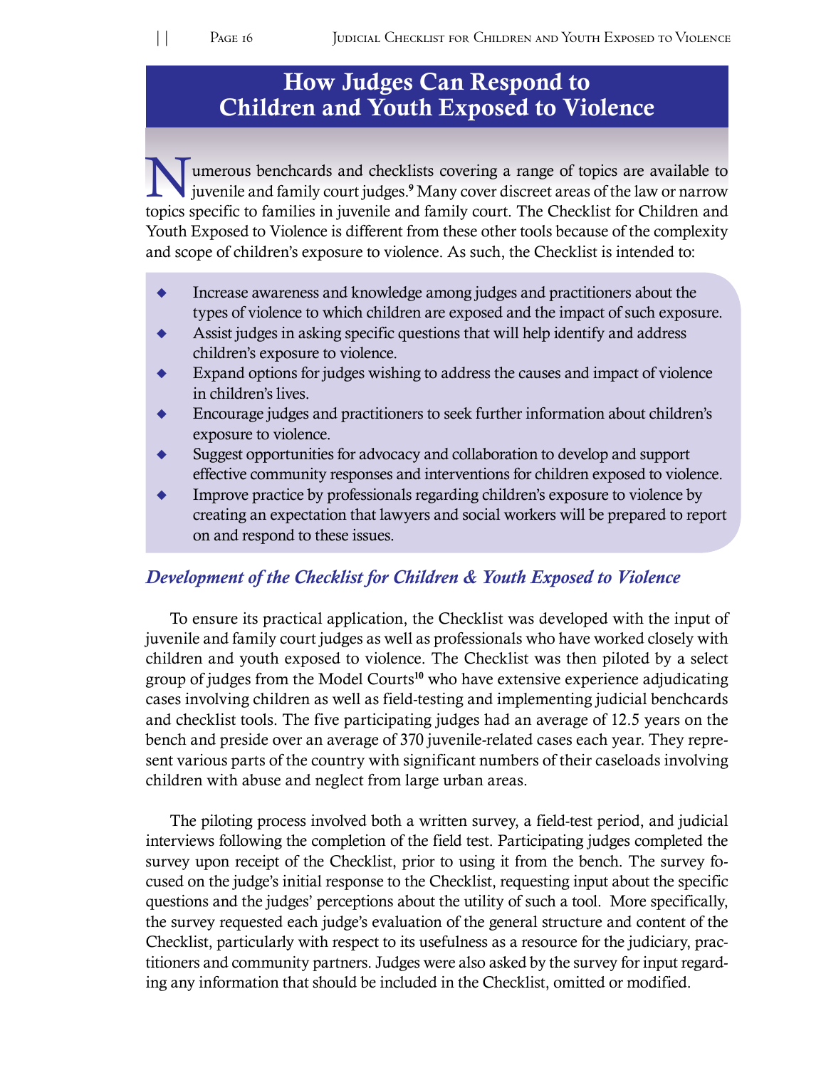# How Judges Can Respond to Children and Youth Exposed to Violence

Numerous benchcards and checklists covering a range of topics are available to juvenile and family court judges.[9] Many cover discreet areas of the law or narrow topics specific to families in juvenile and family court. The Checklist for Children and Youth Exposed to Violence is different from these other tools because of the complexity and scope of children's exposure to violence. As such, the Checklist is intended to:

- Increase awareness and knowledge among judges and practitioners about the types of violence to which children are exposed and the impact of such exposure.
- Assist judges in asking specific questions that will help identify and address children's exposure to violence.
- Expand options for judges wishing to address the causes and impact of violence in children's lives.
- Encourage judges and practitioners to seek further information about children's exposure to violence.
- Suggest opportunities for advocacy and collaboration to develop and support effective community responses and interventions for children exposed to violence.
- Improve practice by professionals regarding children's exposure to violence by creating an expectation that lawyers and social workers will be prepared to report on and respond to these issues.

## *Development of the Checklist for Children & Youth Exposed to Violence*

To ensure its practical application, the Checklist was developed with the input of juvenile and family court judges as well as professionals who have worked closely with children and youth exposed to violence. The Checklist was then piloted by a select group of judges from the Model Courts[10] who have extensive experience adjudicating cases involving children as well as field-testing and implementing judicial benchcards and checklist tools. The five participating judges had an average of 12.5 years on the bench and preside over an average of 370 juvenile-related cases each year. They represent various parts of the country with significant numbers of their caseloads involving children with abuse and neglect from large urban areas.

The piloting process involved both a written survey, a field-test period, and judicial interviews following the completion of the field test. Participating judges completed the survey upon receipt of the Checklist, prior to using it from the bench. The survey focused on the judge's initial response to the Checklist, requesting input about the specific questions and the judges' perceptions about the utility of such a tool. More specifically, the survey requested each judge's evaluation of the general structure and content of the Checklist, particularly with respect to its usefulness as a resource for the judiciary, practitioners and community partners. Judges were also asked by the survey for input regarding any information that should be included in the Checklist, omitted or modified.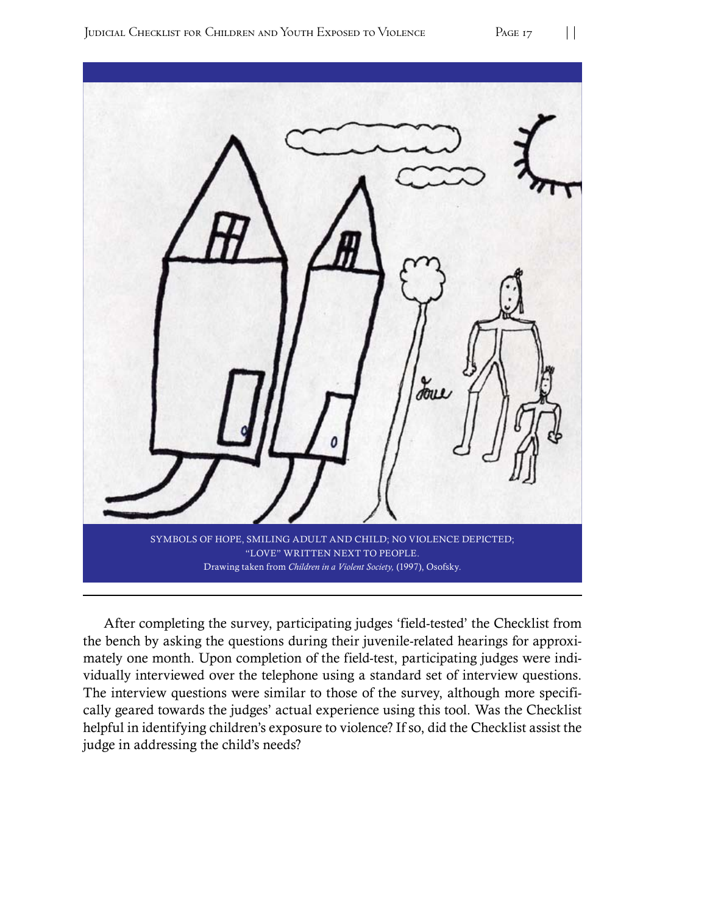SYMBOLS OF HOPE, SMILING ADULT AND CHILD; NO VIOLENCE DEPICTED; "LOVE" WRITTEN NEXT TO PEOPLE.
Drawing taken from *Children in a Violent Society,* (1997), Osofsky.

After completing the survey, participating judges 'field-tested' the Checklist from the bench by asking the questions during their juvenile-related hearings for approximately one month. Upon completion of the field-test, participating judges were individually interviewed over the telephone using a standard set of interview questions. The interview questions were similar to those of the survey, although more specifically geared towards the judges' actual experience using this tool. Was the Checklist helpful in identifying children's exposure to violence? If so, did the Checklist assist the judge in addressing the child's needs?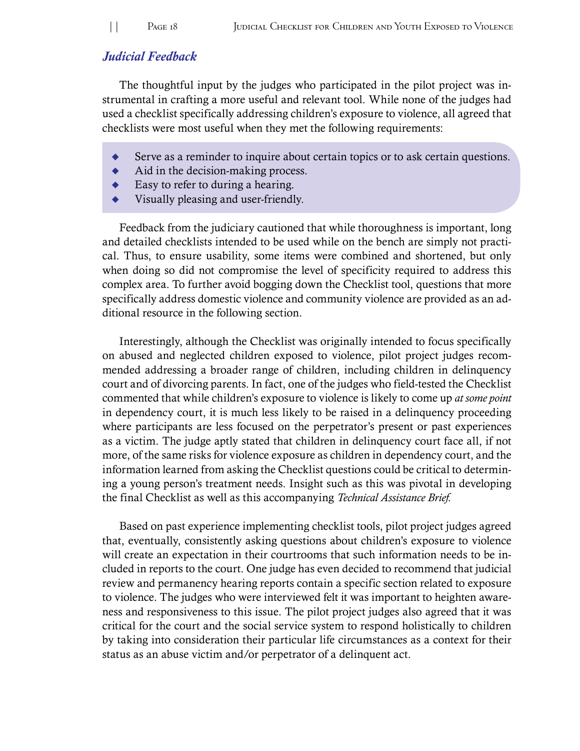## *Judicial Feedback*

The thoughtful input by the judges who participated in the pilot project was instrumental in crafting a more useful and relevant tool. While none of the judges had used a checklist specifically addressing children's exposure to violence, all agreed that checklists were most useful when they met the following requirements:

- Serve as a reminder to inquire about certain topics or to ask certain questions.
- Aid in the decision-making process.
- Easy to refer to during a hearing.
- Visually pleasing and user-friendly.

Feedback from the judiciary cautioned that while thoroughness is important, long and detailed checklists intended to be used while on the bench are simply not practical. Thus, to ensure usability, some items were combined and shortened, but only when doing so did not compromise the level of specificity required to address this complex area. To further avoid bogging down the Checklist tool, questions that more specifically address domestic violence and community violence are provided as an additional resource in the following section.

Interestingly, although the Checklist was originally intended to focus specifically on abused and neglected children exposed to violence, pilot project judges recommended addressing a broader range of children, including children in delinquency court and of divorcing parents. In fact, one of the judges who field-tested the Checklist commented that while children's exposure to violence is likely to come up *at some point* in dependency court, it is much less likely to be raised in a delinquency proceeding where participants are less focused on the perpetrator's present or past experiences as a victim. The judge aptly stated that children in delinquency court face all, if not more, of the same risks for violence exposure as children in dependency court, and the information learned from asking the Checklist questions could be critical to determining a young person's treatment needs. Insight such as this was pivotal in developing the final Checklist as well as this accompanying *Technical Assistance Brief.*

Based on past experience implementing checklist tools, pilot project judges agreed that, eventually, consistently asking questions about children's exposure to violence will create an expectation in their courtrooms that such information needs to be included in reports to the court. One judge has even decided to recommend that judicial review and permanency hearing reports contain a specific section related to exposure to violence. The judges who were interviewed felt it was important to heighten awareness and responsiveness to this issue. The pilot project judges also agreed that it was critical for the court and the social service system to respond holistically to children by taking into consideration their particular life circumstances as a context for their status as an abuse victim and/or perpetrator of a delinquent act.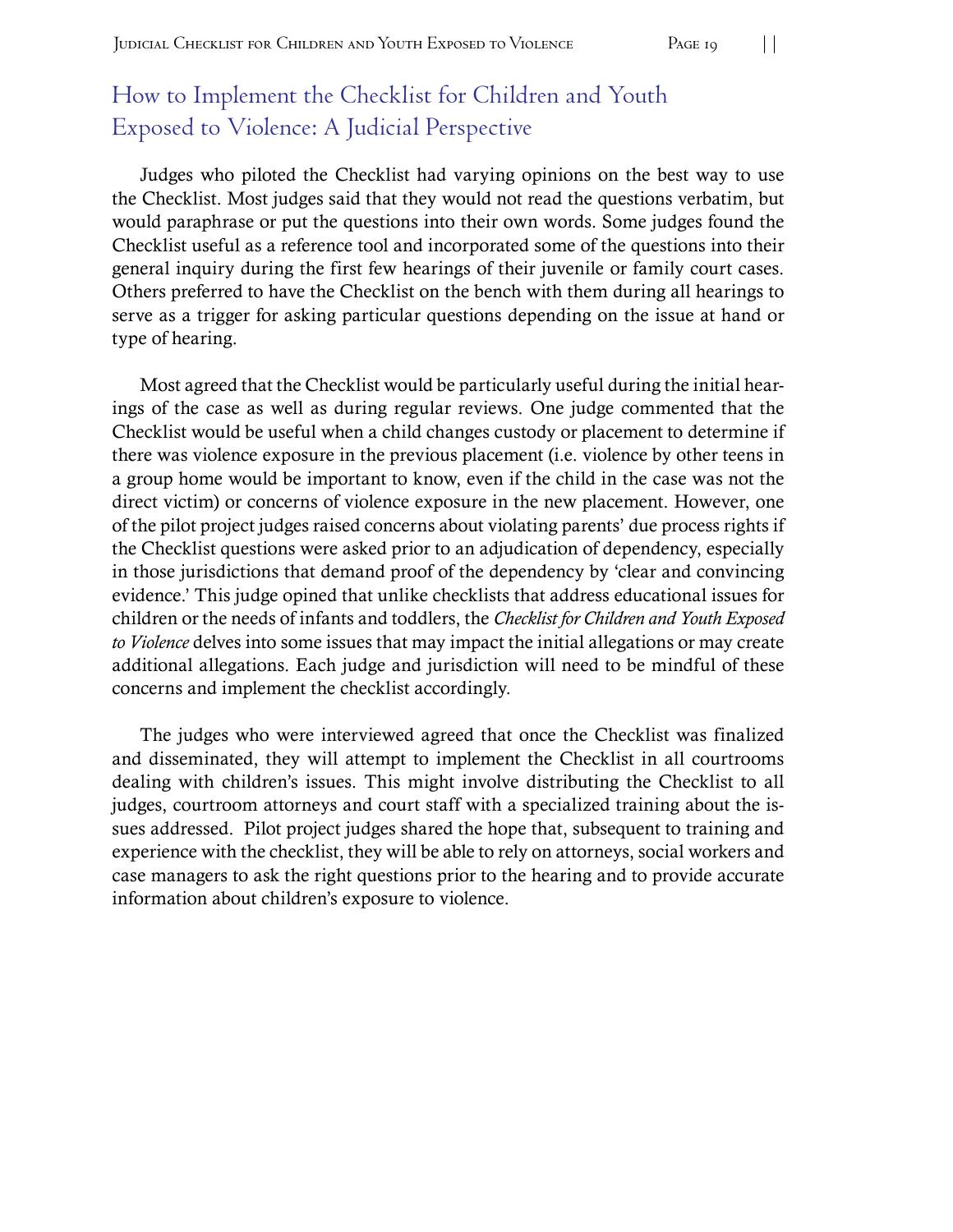## How to Implement the Checklist for Children and Youth Exposed to Violence: A Judicial Perspective

Judges who piloted the Checklist had varying opinions on the best way to use the Checklist. Most judges said that they would not read the questions verbatim, but would paraphrase or put the questions into their own words. Some judges found the Checklist useful as a reference tool and incorporated some of the questions into their general inquiry during the first few hearings of their juvenile or family court cases. Others preferred to have the Checklist on the bench with them during all hearings to serve as a trigger for asking particular questions depending on the issue at hand or type of hearing.

Most agreed that the Checklist would be particularly useful during the initial hearings of the case as well as during regular reviews. One judge commented that the Checklist would be useful when a child changes custody or placement to determine if there was violence exposure in the previous placement (i.e. violence by other teens in a group home would be important to know, even if the child in the case was not the direct victim) or concerns of violence exposure in the new placement. However, one of the pilot project judges raised concerns about violating parents' due process rights if the Checklist questions were asked prior to an adjudication of dependency, especially in those jurisdictions that demand proof of the dependency by 'clear and convincing evidence.' This judge opined that unlike checklists that address educational issues for children or the needs of infants and toddlers, the *Checklist for Children and Youth Exposed to Violence* delves into some issues that may impact the initial allegations or may create additional allegations. Each judge and jurisdiction will need to be mindful of these concerns and implement the checklist accordingly.

The judges who were interviewed agreed that once the Checklist was finalized and disseminated, they will attempt to implement the Checklist in all courtrooms dealing with children's issues. This might involve distributing the Checklist to all judges, courtroom attorneys and court staff with a specialized training about the issues addressed. Pilot project judges shared the hope that, subsequent to training and experience with the checklist, they will be able to rely on attorneys, social workers and case managers to ask the right questions prior to the hearing and to provide accurate information about children's exposure to violence.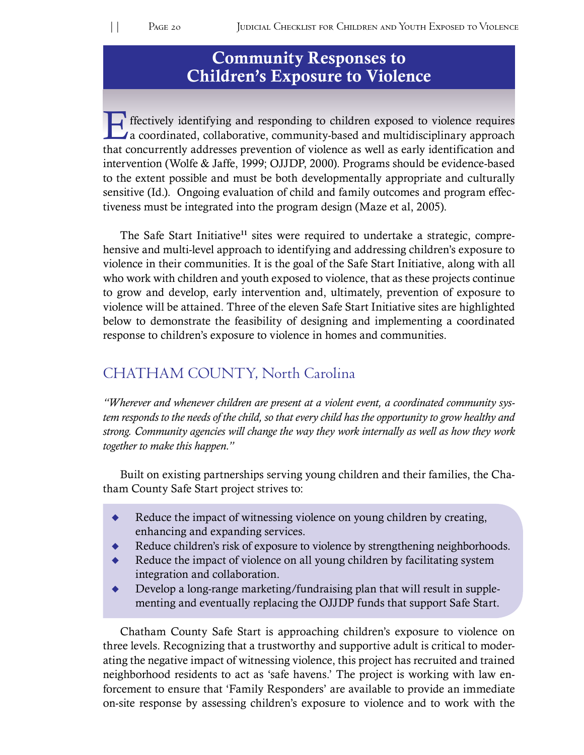# Community Responses to Children's Exposure to Violence

Effectively identifying and responding to children exposed to violence requires a coordinated, collaborative, community-based and multidisciplinary approach that concurrently addresses prevention of violence as well as early identification and intervention (Wolfe & Jaffe, 1999; OJJDP, 2000). Programs should be evidence-based to the extent possible and must be both developmentally appropriate and culturally sensitive (Id.). Ongoing evaluation of child and family outcomes and program effectiveness must be integrated into the program design (Maze et al, 2005).

The Safe Start Initiative[11] sites were required to undertake a strategic, comprehensive and multi-level approach to identifying and addressing children's exposure to violence in their communities. It is the goal of the Safe Start Initiative, along with all who work with children and youth exposed to violence, that as these projects continue to grow and develop, early intervention and, ultimately, prevention of exposure to violence will be attained. Three of the eleven Safe Start Initiative sites are highlighted below to demonstrate the feasibility of designing and implementing a coordinated response to children's exposure to violence in homes and communities.

## CHATHAM COUNTY, North Carolina

*"Wherever and whenever children are present at a violent event, a coordinated community system responds to the needs of the child, so that every child has the opportunity to grow healthy and strong. Community agencies will change the way they work internally as well as how they work together to make this happen."*

Built on existing partnerships serving young children and their families, the Chatham County Safe Start project strives to:

- Reduce the impact of witnessing violence on young children by creating, enhancing and expanding services.
- Reduce children's risk of exposure to violence by strengthening neighborhoods.
- Reduce the impact of violence on all young children by facilitating system integration and collaboration.
- Develop a long-range marketing/fundraising plan that will result in supplementing and eventually replacing the OJJDP funds that support Safe Start.

Chatham County Safe Start is approaching children's exposure to violence on three levels. Recognizing that a trustworthy and supportive adult is critical to moderating the negative impact of witnessing violence, this project has recruited and trained neighborhood residents to act as 'safe havens.' The project is working with law enforcement to ensure that 'Family Responders' are available to provide an immediate on-site response by assessing children's exposure to violence and to work with the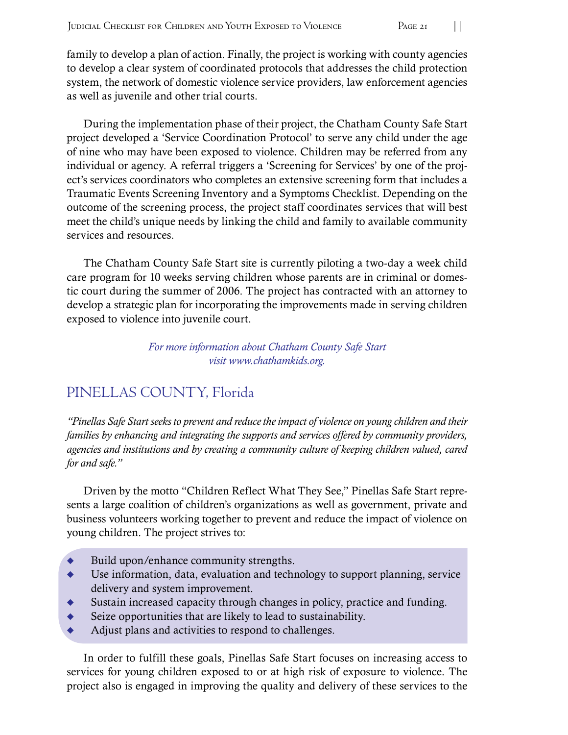family to develop a plan of action. Finally, the project is working with county agencies to develop a clear system of coordinated protocols that addresses the child protection system, the network of domestic violence service providers, law enforcement agencies as well as juvenile and other trial courts.

During the implementation phase of their project, the Chatham County Safe Start project developed a 'Service Coordination Protocol' to serve any child under the age of nine who may have been exposed to violence. Children may be referred from any individual or agency. A referral triggers a 'Screening for Services' by one of the project's services coordinators who completes an extensive screening form that includes a Traumatic Events Screening Inventory and a Symptoms Checklist. Depending on the outcome of the screening process, the project staff coordinates services that will best meet the child's unique needs by linking the child and family to available community services and resources.

The Chatham County Safe Start site is currently piloting a two-day a week child care program for 10 weeks serving children whose parents are in criminal or domestic court during the summer of 2006. The project has contracted with an attorney to develop a strategic plan for incorporating the improvements made in serving children exposed to violence into juvenile court.

*For more information about Chatham County Safe Start visit www.chathamkids.org.*

## PINELLAS COUNTY, Florida

*"Pinellas Safe Start seeks to prevent and reduce the impact of violence on young children and their families by enhancing and integrating the supports and services offered by community providers, agencies and institutions and by creating a community culture of keeping children valued, cared for and safe."*

Driven by the motto "Children Reflect What They See," Pinellas Safe Start represents a large coalition of children's organizations as well as government, private and business volunteers working together to prevent and reduce the impact of violence on young children. The project strives to:

- Build upon/enhance community strengths.
- Use information, data, evaluation and technology to support planning, service delivery and system improvement.
- Sustain increased capacity through changes in policy, practice and funding.
- Seize opportunities that are likely to lead to sustainability.
- Adjust plans and activities to respond to challenges.

In order to fulfill these goals, Pinellas Safe Start focuses on increasing access to services for young children exposed to or at high risk of exposure to violence. The project also is engaged in improving the quality and delivery of these services to the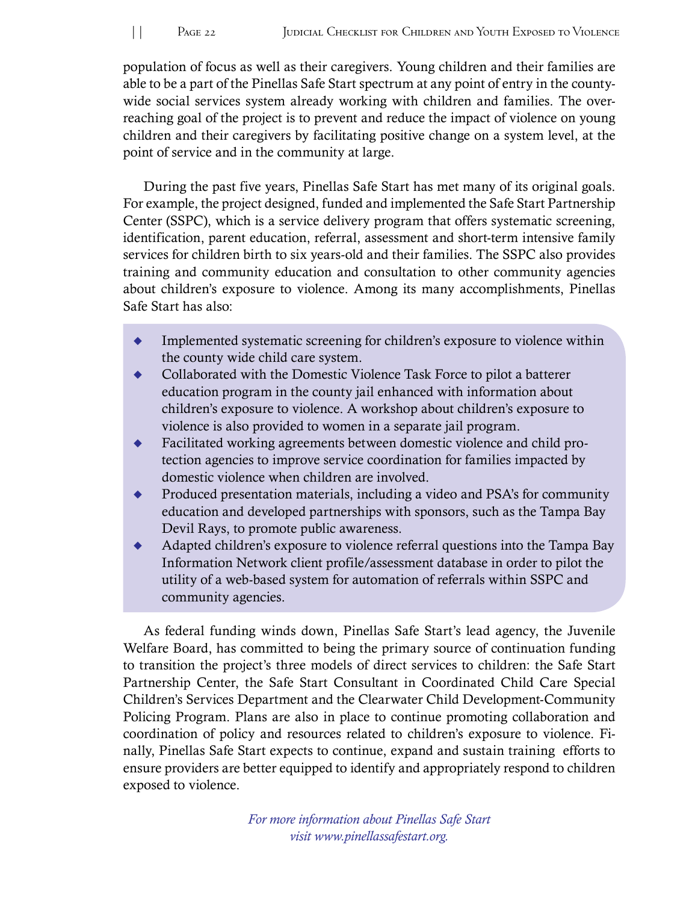population of focus as well as their caregivers. Young children and their families are able to be a part of the Pinellas Safe Start spectrum at any point of entry in the county-wide social services system already working with children and families. The over-reaching goal of the project is to prevent and reduce the impact of violence on young children and their caregivers by facilitating positive change on a system level, at the point of service and in the community at large.

During the past five years, Pinellas Safe Start has met many of its original goals. For example, the project designed, funded and implemented the Safe Start Partnership Center (SSPC), which is a service delivery program that offers systematic screening, identification, parent education, referral, assessment and short-term intensive family services for children birth to six years-old and their families. The SSPC also provides training and community education and consultation to other community agencies about children's exposure to violence. Among its many accomplishments, Pinellas Safe Start has also:

- Implemented systematic screening for children's exposure to violence within the county wide child care system.
- Collaborated with the Domestic Violence Task Force to pilot a batterer education program in the county jail enhanced with information about children's exposure to violence. A workshop about children's exposure to violence is also provided to women in a separate jail program.
- Facilitated working agreements between domestic violence and child protection agencies to improve service coordination for families impacted by domestic violence when children are involved.
- Produced presentation materials, including a video and PSA's for community education and developed partnerships with sponsors, such as the Tampa Bay Devil Rays, to promote public awareness.
- Adapted children's exposure to violence referral questions into the Tampa Bay Information Network client profile/assessment database in order to pilot the utility of a web-based system for automation of referrals within SSPC and community agencies.

As federal funding winds down, Pinellas Safe Start's lead agency, the Juvenile Welfare Board, has committed to being the primary source of continuation funding to transition the project's three models of direct services to children: the Safe Start Partnership Center, the Safe Start Consultant in Coordinated Child Care Special Children's Services Department and the Clearwater Child Development-Community Policing Program. Plans are also in place to continue promoting collaboration and coordination of policy and resources related to children's exposure to violence. Finally, Pinellas Safe Start expects to continue, expand and sustain training efforts to ensure providers are better equipped to identify and appropriately respond to children exposed to violence.

*For more information about Pinellas Safe Start visit www.pinellassafestart.org.*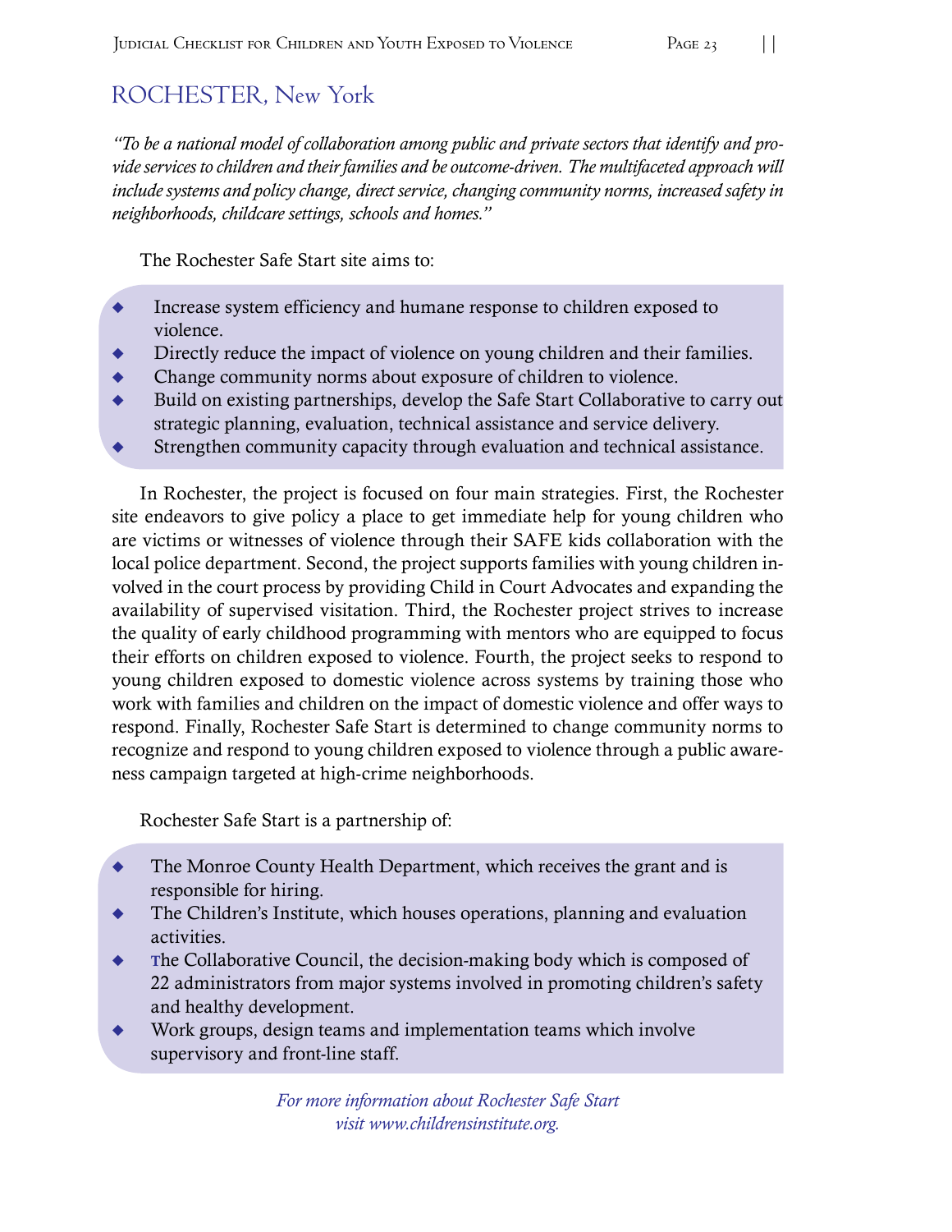# ROCHESTER, New York

*"To be a national model of collaboration among public and private sectors that identify and provide services to children and their families and be outcome-driven. The multifaceted approach will include systems and policy change, direct service, changing community norms, increased safety in neighborhoods, childcare settings, schools and homes."*

The Rochester Safe Start site aims to:

- Increase system efficiency and humane response to children exposed to violence.
- Directly reduce the impact of violence on young children and their families.
- Change community norms about exposure of children to violence.
- Build on existing partnerships, develop the Safe Start Collaborative to carry out strategic planning, evaluation, technical assistance and service delivery.
- Strengthen community capacity through evaluation and technical assistance.

In Rochester, the project is focused on four main strategies. First, the Rochester site endeavors to give policy a place to get immediate help for young children who are victims or witnesses of violence through their SAFE kids collaboration with the local police department. Second, the project supports families with young children involved in the court process by providing Child in Court Advocates and expanding the availability of supervised visitation. Third, the Rochester project strives to increase the quality of early childhood programming with mentors who are equipped to focus their efforts on children exposed to violence. Fourth, the project seeks to respond to young children exposed to domestic violence across systems by training those who work with families and children on the impact of domestic violence and offer ways to respond. Finally, Rochester Safe Start is determined to change community norms to recognize and respond to young children exposed to violence through a public awareness campaign targeted at high-crime neighborhoods.

Rochester Safe Start is a partnership of:

- The Monroe County Health Department, which receives the grant and is responsible for hiring.
- The Children's Institute, which houses operations, planning and evaluation activities.
- The Collaborative Council, the decision-making body which is composed of 22 administrators from major systems involved in promoting children's safety and healthy development.
- Work groups, design teams and implementation teams which involve supervisory and front-line staff.

*For more information about Rochester Safe Start visit www.childrensinstitute.org.*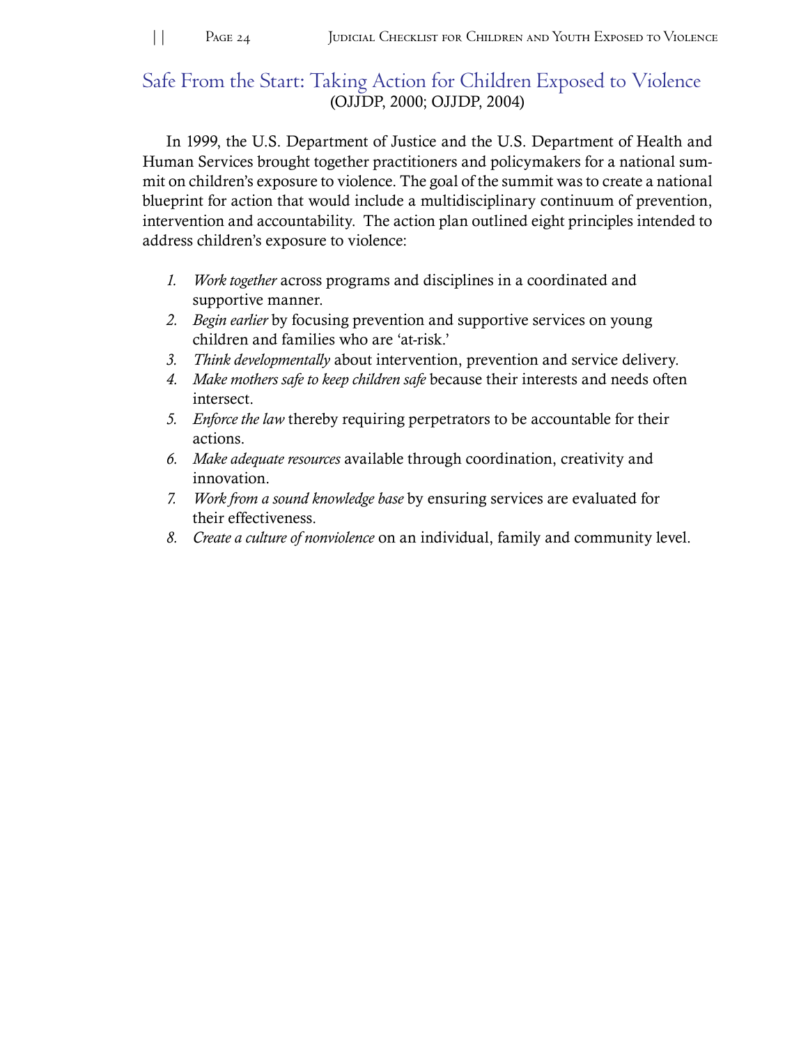## Safe From the Start: Taking Action for Children Exposed to Violence

(OJJDP, 2000; OJJDP, 2004)

In 1999, the U.S. Department of Justice and the U.S. Department of Health and Human Services brought together practitioners and policymakers for a national summit on children's exposure to violence. The goal of the summit was to create a national blueprint for action that would include a multidisciplinary continuum of prevention, intervention and accountability. The action plan outlined eight principles intended to address children's exposure to violence:

1. *Work together* across programs and disciplines in a coordinated and supportive manner.
2. *Begin earlier* by focusing prevention and supportive services on young children and families who are 'at-risk.'
3. *Think developmentally* about intervention, prevention and service delivery.
4. *Make mothers safe to keep children safe* because their interests and needs often intersect.
5. *Enforce the law* thereby requiring perpetrators to be accountable for their actions.
6. *Make adequate resources* available through coordination, creativity and innovation.
7. *Work from a sound knowledge base* by ensuring services are evaluated for their effectiveness.
8. *Create a culture of nonviolence* on an individual, family and community level.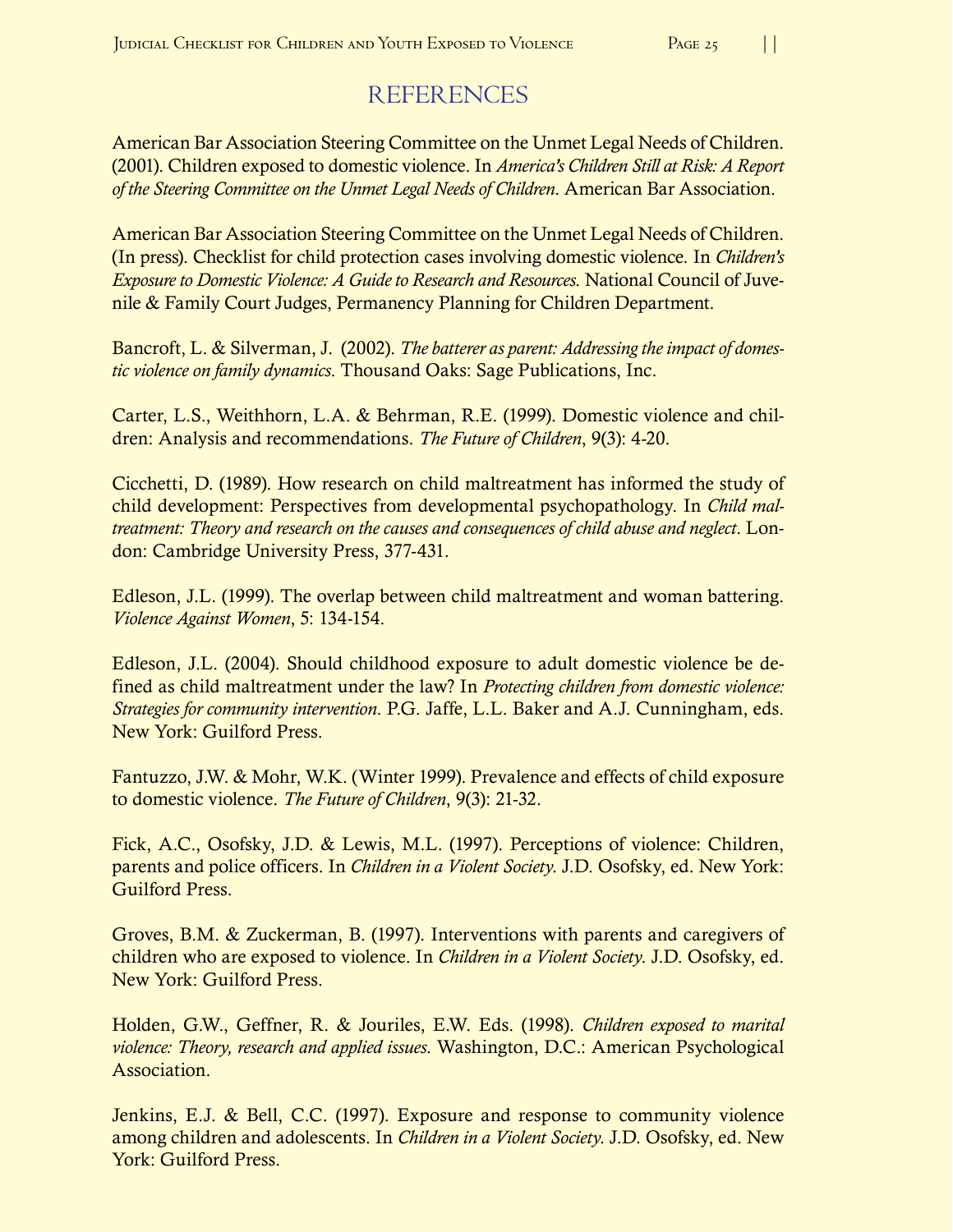## REFERENCES

American Bar Association Steering Committee on the Unmet Legal Needs of Children. (2001). Children exposed to domestic violence. In *America's Children Still at Risk: A Report of the Steering Committee on the Unmet Legal Needs of Children*. American Bar Association.

American Bar Association Steering Committee on the Unmet Legal Needs of Children. (In press). Checklist for child protection cases involving domestic violence. In *Children's Exposure to Domestic Violence: A Guide to Research and Resources*. National Council of Juvenile & Family Court Judges, Permanency Planning for Children Department.

Bancroft, L. & Silverman, J. (2002). *The batterer as parent: Addressing the impact of domestic violence on family dynamics*. Thousand Oaks: Sage Publications, Inc.

Carter, L.S., Weithhorn, L.A. & Behrman, R.E. (1999). Domestic violence and children: Analysis and recommendations. *The Future of Children*, 9(3): 4-20.

Cicchetti, D. (1989). How research on child maltreatment has informed the study of child development: Perspectives from developmental psychopathology. In *Child maltreatment: Theory and research on the causes and consequences of child abuse and neglect*. London: Cambridge University Press, 377-431.

Edleson, J.L. (1999). The overlap between child maltreatment and woman battering. *Violence Against Women*, 5: 134-154.

Edleson, J.L. (2004). Should childhood exposure to adult domestic violence be defined as child maltreatment under the law? In *Protecting children from domestic violence: Strategies for community intervention*. P.G. Jaffe, L.L. Baker and A.J. Cunningham, eds. New York: Guilford Press.

Fantuzzo, J.W. & Mohr, W.K. (Winter 1999). Prevalence and effects of child exposure to domestic violence. *The Future of Children*, 9(3): 21-32.

Fick, A.C., Osofsky, J.D. & Lewis, M.L. (1997). Perceptions of violence: Children, parents and police officers. In *Children in a Violent Society*. J.D. Osofsky, ed. New York: Guilford Press.

Groves, B.M. & Zuckerman, B. (1997). Interventions with parents and caregivers of children who are exposed to violence. In *Children in a Violent Society*. J.D. Osofsky, ed. New York: Guilford Press.

Holden, G.W., Geffner, R. & Jouriles, E.W. Eds. (1998). *Children exposed to marital violence: Theory, research and applied issues*. Washington, D.C.: American Psychological Association.

Jenkins, E.J. & Bell, C.C. (1997). Exposure and response to community violence among children and adolescents. In *Children in a Violent Society*. J.D. Osofsky, ed. New York: Guilford Press.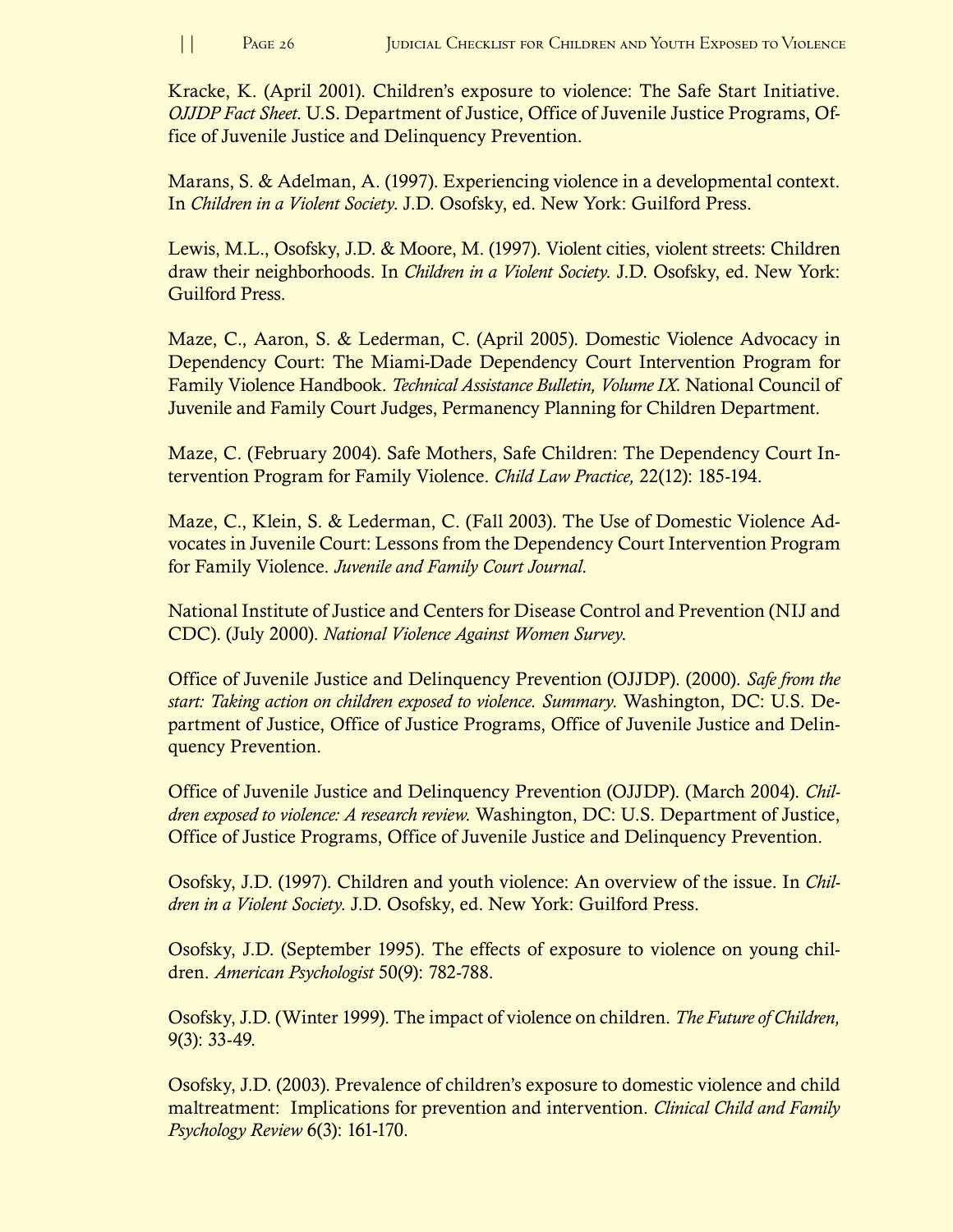Kracke, K. (April 2001). Children's exposure to violence: The Safe Start Initiative. *OJJDP Fact Sheet.* U.S. Department of Justice, Office of Juvenile Justice Programs, Office of Juvenile Justice and Delinquency Prevention.

Marans, S. & Adelman, A. (1997). Experiencing violence in a developmental context. In *Children in a Violent Society*. J.D. Osofsky, ed. New York: Guilford Press.

Lewis, M.L., Osofsky, J.D. & Moore, M. (1997). Violent cities, violent streets: Children draw their neighborhoods. In *Children in a Violent Society*. J.D. Osofsky, ed. New York: Guilford Press.

Maze, C., Aaron, S. & Lederman, C. (April 2005). Domestic Violence Advocacy in Dependency Court: The Miami-Dade Dependency Court Intervention Program for Family Violence Handbook. *Technical Assistance Bulletin, Volume IX.* National Council of Juvenile and Family Court Judges, Permanency Planning for Children Department.

Maze, C. (February 2004). Safe Mothers, Safe Children: The Dependency Court Intervention Program for Family Violence. *Child Law Practice,* 22(12): 185-194.

Maze, C., Klein, S. & Lederman, C. (Fall 2003). The Use of Domestic Violence Advocates in Juvenile Court: Lessons from the Dependency Court Intervention Program for Family Violence. *Juvenile and Family Court Journal*.

National Institute of Justice and Centers for Disease Control and Prevention (NIJ and CDC). (July 2000). *National Violence Against Women Survey*.

Office of Juvenile Justice and Delinquency Prevention (OJJDP). (2000). *Safe from the start: Taking action on children exposed to violence. Summary*. Washington, DC: U.S. Department of Justice, Office of Justice Programs, Office of Juvenile Justice and Delinquency Prevention.

Office of Juvenile Justice and Delinquency Prevention (OJJDP). (March 2004). *Children exposed to violence: A research review*. Washington, DC: U.S. Department of Justice, Office of Justice Programs, Office of Juvenile Justice and Delinquency Prevention.

Osofsky, J.D. (1997). Children and youth violence: An overview of the issue. In *Children in a Violent Society*. J.D. Osofsky, ed. New York: Guilford Press.

Osofsky, J.D. (September 1995). The effects of exposure to violence on young children. *American Psychologist* 50(9): 782-788.

Osofsky, J.D. (Winter 1999). The impact of violence on children. *The Future of Children,* 9(3): 33-49.

Osofsky, J.D. (2003). Prevalence of children's exposure to domestic violence and child maltreatment: Implications for prevention and intervention. *Clinical Child and Family Psychology Review* 6(3): 161-170.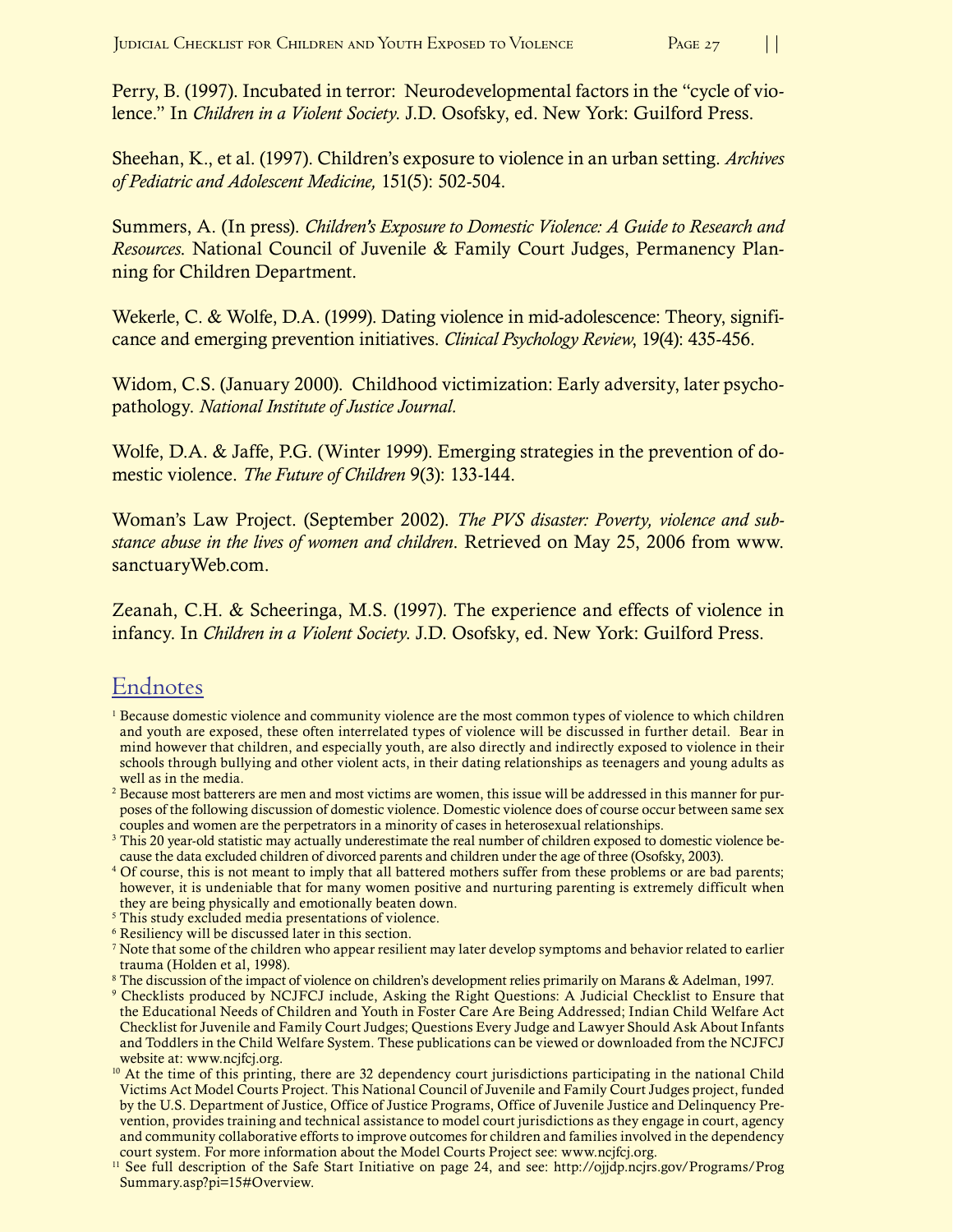Perry, B. (1997). Incubated in terror: Neurodevelopmental factors in the "cycle of violence." In *Children in a Violent Society*. J.D. Osofsky, ed. New York: Guilford Press.

Sheehan, K., et al. (1997). Children's exposure to violence in an urban setting. *Archives of Pediatric and Adolescent Medicine,* 151(5): 502-504.

Summers, A. (In press). *Children's Exposure to Domestic Violence: A Guide to Research and Resources*. National Council of Juvenile & Family Court Judges, Permanency Planning for Children Department.

Wekerle, C. & Wolfe, D.A. (1999). Dating violence in mid-adolescence: Theory, significance and emerging prevention initiatives. *Clinical Psychology Review*, 19(4): 435-456.

Widom, C.S. (January 2000). Childhood victimization: Early adversity, later psychopathology. *National Institute of Justice Journal*.

Wolfe, D.A. & Jaffe, P.G. (Winter 1999). Emerging strategies in the prevention of domestic violence. *The Future of Children* 9(3): 133-144.

Woman's Law Project. (September 2002). *The PVS disaster: Poverty, violence and substance abuse in the lives of women and children*. Retrieved on May 25, 2006 from www.sanctuaryWeb.com.

Zeanah, C.H. & Scheeringa, M.S. (1997). The experience and effects of violence in infancy. In *Children in a Violent Society*. J.D. Osofsky, ed. New York: Guilford Press.

## Endnotes

[1] Because domestic violence and community violence are the most common types of violence to which children and youth are exposed, these often interrelated types of violence will be discussed in further detail. Bear in mind however that children, and especially youth, are also directly and indirectly exposed to violence in their schools through bullying and other violent acts, in their dating relationships as teenagers and young adults as well as in the media.

[2] Because most batterers are men and most victims are women, this issue will be addressed in this manner for purposes of the following discussion of domestic violence. Domestic violence does of course occur between same sex couples and women are the perpetrators in a minority of cases in heterosexual relationships.

[3] This 20 year-old statistic may actually underestimate the real number of children exposed to domestic violence because the data excluded children of divorced parents and children under the age of three (Osofsky, 2003).

[4] Of course, this is not meant to imply that all battered mothers suffer from these problems or are bad parents; however, it is undeniable that for many women positive and nurturing parenting is extremely difficult when they are being physically and emotionally beaten down.

[5] This study excluded media presentations of violence.

[6] Resiliency will be discussed later in this section.

[7] Note that some of the children who appear resilient may later develop symptoms and behavior related to earlier trauma (Holden et al, 1998).

[8] The discussion of the impact of violence on children's development relies primarily on Marans & Adelman, 1997.

[9] Checklists produced by NCJFCJ include, Asking the Right Questions: A Judicial Checklist to Ensure that the Educational Needs of Children and Youth in Foster Care Are Being Addressed; Indian Child Welfare Act Checklist for Juvenile and Family Court Judges; Questions Every Judge and Lawyer Should Ask About Infants and Toddlers in the Child Welfare System. These publications can be viewed or downloaded from the NCJFCJ website at: www.ncjfcj.org.

[10] At the time of this printing, there are 32 dependency court jurisdictions participating in the national Child Victims Act Model Courts Project. This National Council of Juvenile and Family Court Judges project, funded by the U.S. Department of Justice, Office of Justice Programs, Office of Juvenile Justice and Delinquency Prevention, provides training and technical assistance to model court jurisdictions as they engage in court, agency and community collaborative efforts to improve outcomes for children and families involved in the dependency court system. For more information about the Model Courts Project see: www.ncjfcj.org.

[11] See full description of the Safe Start Initiative on page 24, and see: http://ojjdp.ncjrs.gov/Programs/ProgSummary.asp?pi=15#Overview.